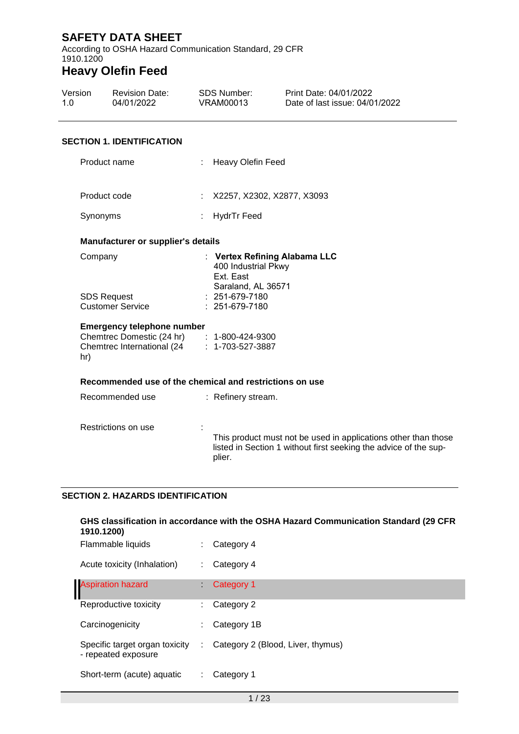# SAFETY DATA SHEET

According to OSHA Hazard Communication Standard, 29 CFR 1910.1200

# Heavy Olefin Feed

| Version | Revision Date: | SDS Number: | Print Date: 04/01/2022 |
|---|---|---|---|
| 1.0 | 04/01/2022 | VRAM00013 | Date of last issue: 04/01/2022 |

## SECTION 1. IDENTIFICATION

Product name : Heavy Olefin Feed

Product code : X2257, X2302, X2877, X3093

Synonyms : HydrTr Feed

### Manufacturer or supplier's details

Company : **Vertex Refining Alabama LLC**
400 Industrial Pkwy
Ext. East
Saraland, AL 36571

SDS Request : 251-679-7180

Customer Service : 251-679-7180

### Emergency telephone number

Chemtrec Domestic (24 hr) : 1-800-424-9300

Chemtrec International (24 hr) : 1-703-527-3887

### Recommended use of the chemical and restrictions on use

Recommended use : Refinery stream.

Restrictions on use : This product must not be used in applications other than those listed in Section 1 without first seeking the advice of the supplier.

## SECTION 2. HAZARDS IDENTIFICATION

### GHS classification in accordance with the OSHA Hazard Communication Standard (29 CFR 1910.1200)

Flammable liquids : Category 4

Acute toxicity (Inhalation) : Category 4

Aspiration hazard : Category 1

Reproductive toxicity : Category 2

Carcinogenicity : Category 1B

Specific target organ toxicity - repeated exposure : Category 2 (Blood, Liver, thymus)

Short-term (acute) aquatic : Category 1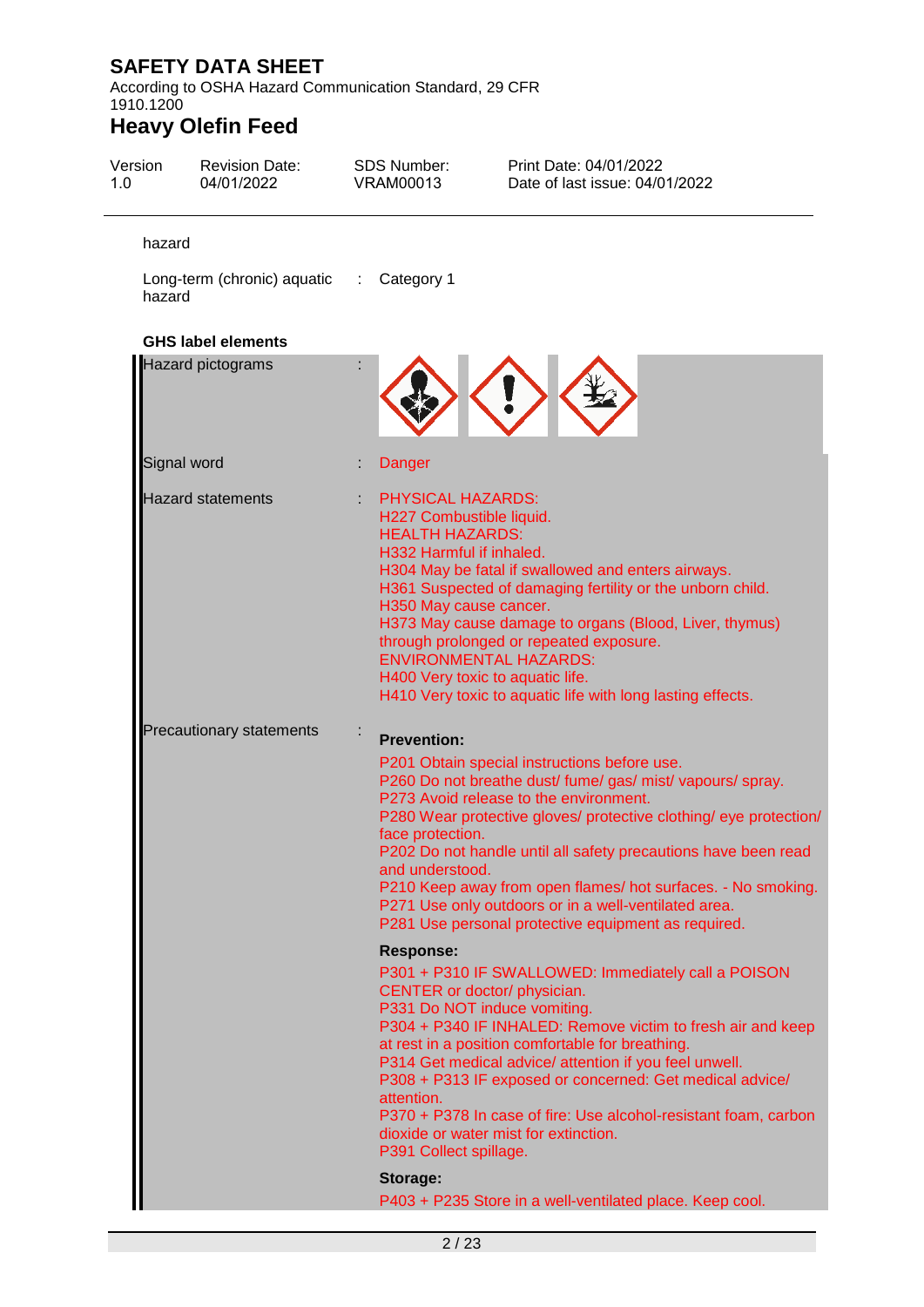hazard

Long-term (chronic) aquatic hazard : Category 1

**GHS label elements**

| | | |
|---|---|---|
| Hazard pictograms | : | |
| Signal word | : | Danger |
| Hazard statements | : | PHYSICAL HAZARDS:<br>H227 Combustible liquid.<br>HEALTH HAZARDS:<br>H332 Harmful if inhaled.<br>H304 May be fatal if swallowed and enters airways.<br>H361 Suspected of damaging fertility or the unborn child.<br>H350 May cause cancer.<br>H373 May cause damage to organs (Blood, Liver, thymus) through prolonged or repeated exposure.<br>ENVIRONMENTAL HAZARDS:<br>H400 Very toxic to aquatic life.<br>H410 Very toxic to aquatic life with long lasting effects. |
| Precautionary statements | : | **Prevention:**<br>P201 Obtain special instructions before use.<br>P260 Do not breathe dust/ fume/ gas/ mist/ vapours/ spray.<br>P273 Avoid release to the environment.<br>P280 Wear protective gloves/ protective clothing/ eye protection/ face protection.<br>P202 Do not handle until all safety precautions have been read and understood.<br>P210 Keep away from open flames/ hot surfaces. - No smoking.<br>P271 Use only outdoors or in a well-ventilated area.<br>P281 Use personal protective equipment as required.<br>**Response:**<br>P301 + P310 IF SWALLOWED: Immediately call a POISON CENTER or doctor/ physician.<br>P331 Do NOT induce vomiting.<br>P304 + P340 IF INHALED: Remove victim to fresh air and keep at rest in a position comfortable for breathing.<br>P314 Get medical advice/ attention if you feel unwell.<br>P308 + P313 IF exposed or concerned: Get medical advice/ attention.<br>P370 + P378 In case of fire: Use alcohol-resistant foam, carbon dioxide or water mist for extinction.<br>P391 Collect spillage.<br>**Storage:**<br>P403 + P235 Store in a well-ventilated place. Keep cool. |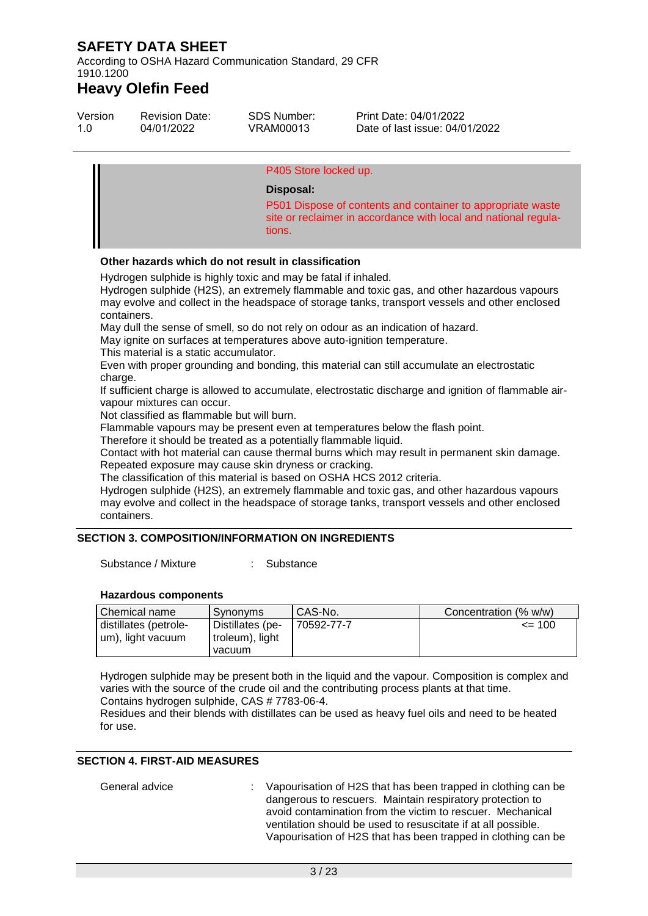P405 Store locked up.

**Disposal:**

P501 Dispose of contents and container to appropriate waste site or reclaimer in accordance with local and national regulations.

**Other hazards which do not result in classification**

Hydrogen sulphide is highly toxic and may be fatal if inhaled.
Hydrogen sulphide (H2S), an extremely flammable and toxic gas, and other hazardous vapours may evolve and collect in the headspace of storage tanks, transport vessels and other enclosed containers.
May dull the sense of smell, so do not rely on odour as an indication of hazard.
May ignite on surfaces at temperatures above auto-ignition temperature.
This material is a static accumulator.
Even with proper grounding and bonding, this material can still accumulate an electrostatic charge.
If sufficient charge is allowed to accumulate, electrostatic discharge and ignition of flammable air-vapour mixtures can occur.
Not classified as flammable but will burn.
Flammable vapours may be present even at temperatures below the flash point.
Therefore it should be treated as a potentially flammable liquid.
Contact with hot material can cause thermal burns which may result in permanent skin damage.
Repeated exposure may cause skin dryness or cracking.
The classification of this material is based on OSHA HCS 2012 criteria.
Hydrogen sulphide (H2S), an extremely flammable and toxic gas, and other hazardous vapours may evolve and collect in the headspace of storage tanks, transport vessels and other enclosed containers.

## SECTION 3. COMPOSITION/INFORMATION ON INGREDIENTS

Substance / Mixture : Substance

**Hazardous components**

| Chemical name | Synonyms | CAS-No. | Concentration (% w/w) |
|---|---|---|---|
| distillates (petroleum), light vacuum | Distillates (petroleum), light vacuum | 70592-77-7 | <= 100 |

Hydrogen sulphide may be present both in the liquid and the vapour. Composition is complex and varies with the source of the crude oil and the contributing process plants at that time.
Contains hydrogen sulphide, CAS # 7783-06-4.
Residues and their blends with distillates can be used as heavy fuel oils and need to be heated for use.

## SECTION 4. FIRST-AID MEASURES

General advice : Vapourisation of H2S that has been trapped in clothing can be dangerous to rescuers. Maintain respiratory protection to avoid contamination from the victim to rescuer. Mechanical ventilation should be used to resuscitate if at all possible.
Vapourisation of H2S that has been trapped in clothing can be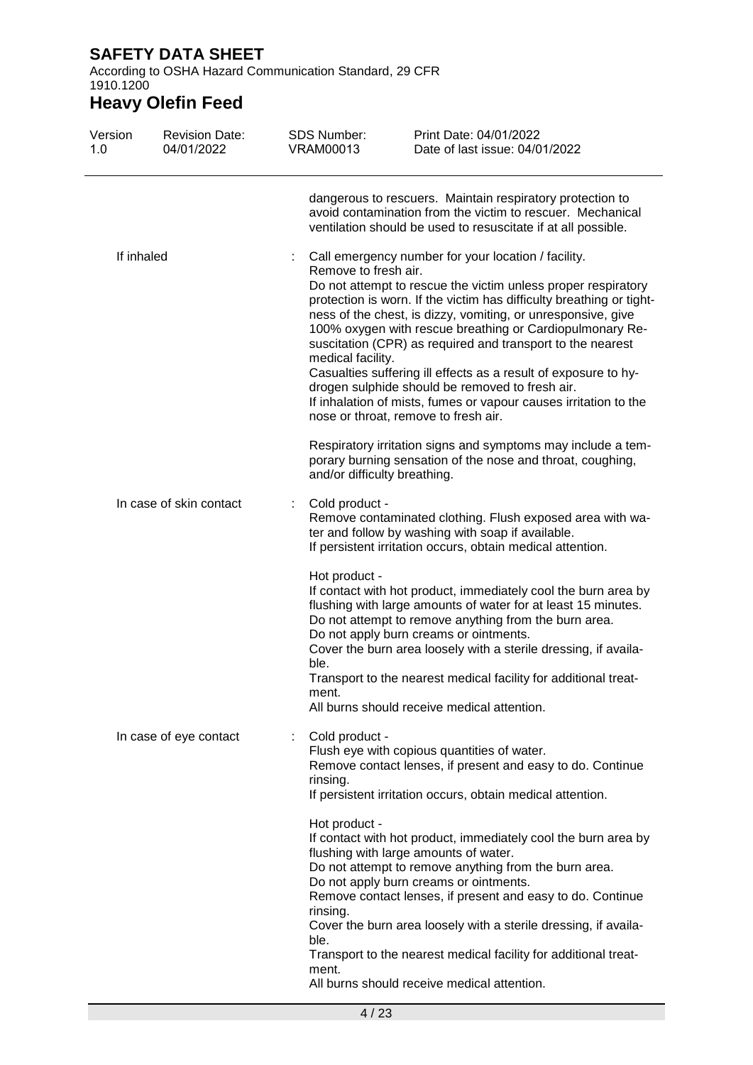dangerous to rescuers. Maintain respiratory protection to avoid contamination from the victim to rescuer. Mechanical ventilation should be used to resuscitate if at all possible.

**If inhaled** : Call emergency number for your location / facility.
Remove to fresh air.
Do not attempt to rescue the victim unless proper respiratory protection is worn. If the victim has difficulty breathing or tightness of the chest, is dizzy, vomiting, or unresponsive, give 100% oxygen with rescue breathing or Cardiopulmonary Resuscitation (CPR) as required and transport to the nearest medical facility.
Casualties suffering ill effects as a result of exposure to hydrogen sulphide should be removed to fresh air.
If inhalation of mists, fumes or vapour causes irritation to the nose or throat, remove to fresh air.

Respiratory irritation signs and symptoms may include a temporary burning sensation of the nose and throat, coughing, and/or difficulty breathing.

**In case of skin contact** : Cold product -
Remove contaminated clothing. Flush exposed area with water and follow by washing with soap if available.
If persistent irritation occurs, obtain medical attention.

Hot product -
If contact with hot product, immediately cool the burn area by flushing with large amounts of water for at least 15 minutes.
Do not attempt to remove anything from the burn area.
Do not apply burn creams or ointments.
Cover the burn area loosely with a sterile dressing, if available.
Transport to the nearest medical facility for additional treatment.
All burns should receive medical attention.

**In case of eye contact** : Cold product -
Flush eye with copious quantities of water.
Remove contact lenses, if present and easy to do. Continue rinsing.
If persistent irritation occurs, obtain medical attention.

Hot product -
If contact with hot product, immediately cool the burn area by flushing with large amounts of water.
Do not attempt to remove anything from the burn area.
Do not apply burn creams or ointments.
Remove contact lenses, if present and easy to do. Continue rinsing.
Cover the burn area loosely with a sterile dressing, if available.
Transport to the nearest medical facility for additional treatment.
All burns should receive medical attention.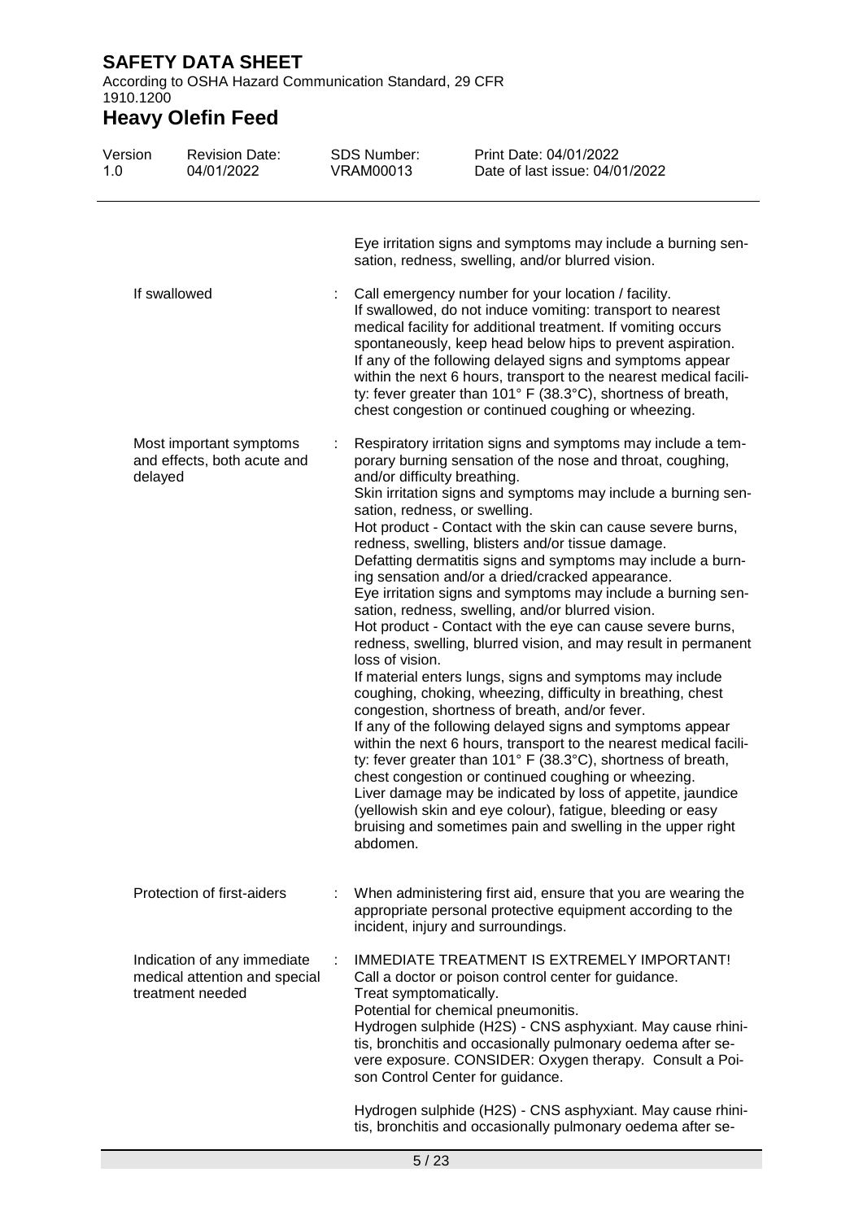| | | |
|---|---|---|
| | | Eye irritation signs and symptoms may include a burning sensation, redness, swelling, and/or blurred vision. |
| If swallowed | : | Call emergency number for your location / facility.<br>If swallowed, do not induce vomiting: transport to nearest medical facility for additional treatment. If vomiting occurs spontaneously, keep head below hips to prevent aspiration.<br>If any of the following delayed signs and symptoms appear within the next 6 hours, transport to the nearest medical facility: fever greater than 101° F (38.3°C), shortness of breath, chest congestion or continued coughing or wheezing. |
| Most important symptoms and effects, both acute and delayed | : | Respiratory irritation signs and symptoms may include a temporary burning sensation of the nose and throat, coughing, and/or difficulty breathing.<br>Skin irritation signs and symptoms may include a burning sensation, redness, or swelling.<br>Hot product - Contact with the skin can cause severe burns, redness, swelling, blisters and/or tissue damage.<br>Defatting dermatitis signs and symptoms may include a burning sensation and/or a dried/cracked appearance.<br>Eye irritation signs and symptoms may include a burning sensation, redness, swelling, and/or blurred vision.<br>Hot product - Contact with the eye can cause severe burns, redness, swelling, blurred vision, and may result in permanent loss of vision.<br>If material enters lungs, signs and symptoms may include coughing, choking, wheezing, difficulty in breathing, chest congestion, shortness of breath, and/or fever.<br>If any of the following delayed signs and symptoms appear within the next 6 hours, transport to the nearest medical facility: fever greater than 101° F (38.3°C), shortness of breath, chest congestion or continued coughing or wheezing.<br>Liver damage may be indicated by loss of appetite, jaundice (yellowish skin and eye colour), fatigue, bleeding or easy bruising and sometimes pain and swelling in the upper right abdomen. |
| Protection of first-aiders | : | When administering first aid, ensure that you are wearing the appropriate personal protective equipment according to the incident, injury and surroundings. |
| Indication of any immediate medical attention and special treatment needed | : | IMMEDIATE TREATMENT IS EXTREMELY IMPORTANT!<br>Call a doctor or poison control center for guidance.<br>Treat symptomatically.<br>Potential for chemical pneumonitis.<br>Hydrogen sulphide ($H_2S$) - CNS asphyxiant. May cause rhinitis, bronchitis and occasionally pulmonary oedema after severe exposure. CONSIDER: Oxygen therapy. Consult a Poison Control Center for guidance.<br><br>Hydrogen sulphide ($H_2S$) - CNS asphyxiant. May cause rhinitis, bronchitis and occasionally pulmonary oedema after se- |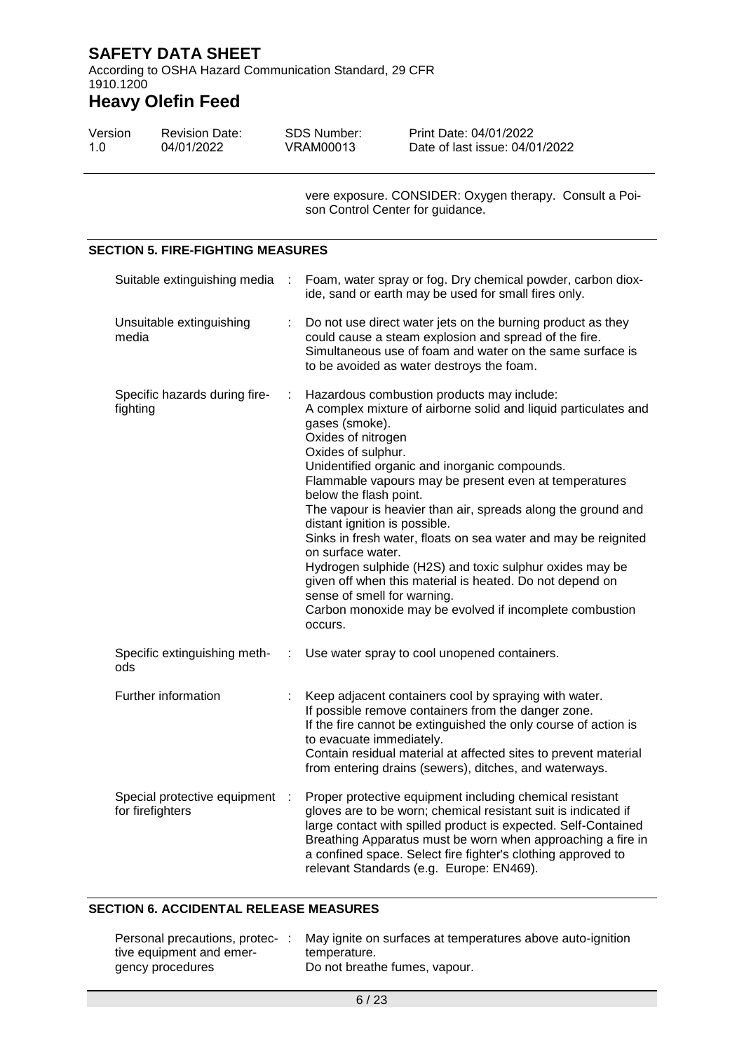vere exposure. CONSIDER: Oxygen therapy. Consult a Poison Control Center for guidance.

## SECTION 5. FIRE-FIGHTING MEASURES

| | |
|---|---|
| Suitable extinguishing media | Foam, water spray or fog. Dry chemical powder, carbon dioxide, sand or earth may be used for small fires only. |
| Unsuitable extinguishing media | Do not use direct water jets on the burning product as they could cause a steam explosion and spread of the fire. Simultaneous use of foam and water on the same surface is to be avoided as water destroys the foam. |
| Specific hazards during firefighting | Hazardous combustion products may include: A complex mixture of airborne solid and liquid particulates and gases (smoke). Oxides of nitrogen Oxides of sulphur. Unidentified organic and inorganic compounds. Flammable vapours may be present even at temperatures below the flash point. The vapour is heavier than air, spreads along the ground and distant ignition is possible. Sinks in fresh water, floats on sea water and may be reignited on surface water. Hydrogen sulphide ($H_2S$) and toxic sulphur oxides may be given off when this material is heated. Do not depend on sense of smell for warning. Carbon monoxide may be evolved if incomplete combustion occurs. |
| Specific extinguishing methods | Use water spray to cool unopened containers. |
| Further information | Keep adjacent containers cool by spraying with water. If possible remove containers from the danger zone. If the fire cannot be extinguished the only course of action is to evacuate immediately. Contain residual material at affected sites to prevent material from entering drains (sewers), ditches, and waterways. |
| Special protective equipment for firefighters | Proper protective equipment including chemical resistant gloves are to be worn; chemical resistant suit is indicated if large contact with spilled product is expected. Self-Contained Breathing Apparatus must be worn when approaching a fire in a confined space. Select fire fighter's clothing approved to relevant Standards (e.g. Europe: EN469). |

## SECTION 6. ACCIDENTAL RELEASE MEASURES

| | |
|---|---|
| Personal precautions, protective equipment and emergency procedures | May ignite on surfaces at temperatures above auto-ignition temperature. Do not breathe fumes, vapour. |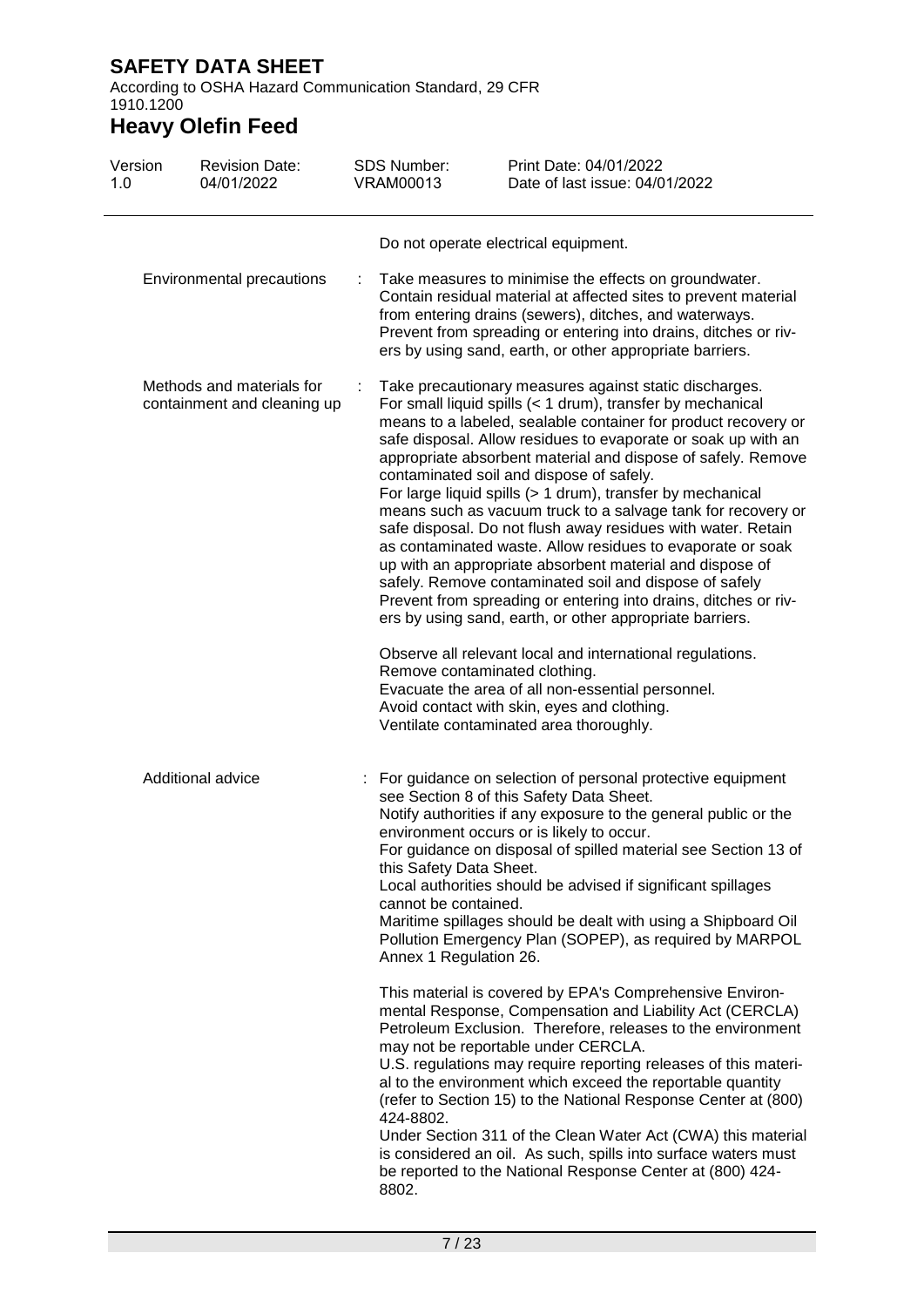Do not operate electrical equipment.

| | |
|---|---|
| Environmental precautions | : Take measures to minimise the effects on groundwater. Contain residual material at affected sites to prevent material from entering drains (sewers), ditches, and waterways. Prevent from spreading or entering into drains, ditches or rivers by using sand, earth, or other appropriate barriers. |
| Methods and materials for containment and cleaning up | : Take precautionary measures against static discharges. For small liquid spills (< 1 drum), transfer by mechanical means to a labeled, sealable container for product recovery or safe disposal. Allow residues to evaporate or soak up with an appropriate absorbent material and dispose of safely. Remove contaminated soil and dispose of safely. For large liquid spills (> 1 drum), transfer by mechanical means such as vacuum truck to a salvage tank for recovery or safe disposal. Do not flush away residues with water. Retain as contaminated waste. Allow residues to evaporate or soak up with an appropriate absorbent material and dispose of safely. Remove contaminated soil and dispose of safely Prevent from spreading or entering into drains, ditches or rivers by using sand, earth, or other appropriate barriers.<br><br>Observe all relevant local and international regulations.<br>Remove contaminated clothing.<br>Evacuate the area of all non-essential personnel.<br>Avoid contact with skin, eyes and clothing.<br>Ventilate contaminated area thoroughly. |
| Additional advice | : For guidance on selection of personal protective equipment see Section 8 of this Safety Data Sheet. Notify authorities if any exposure to the general public or the environment occurs or is likely to occur. For guidance on disposal of spilled material see Section 13 of this Safety Data Sheet. Local authorities should be advised if significant spillages cannot be contained. Maritime spillages should be dealt with using a Shipboard Oil Pollution Emergency Plan (SOPEP), as required by MARPOL Annex 1 Regulation 26.<br><br>This material is covered by EPA's Comprehensive Environmental Response, Compensation and Liability Act (CERCLA) Petroleum Exclusion. Therefore, releases to the environment may not be reportable under CERCLA. U.S. regulations may require reporting releases of this material to the environment which exceed the reportable quantity (refer to Section 15) to the National Response Center at (800) 424-8802. Under Section 311 of the Clean Water Act (CWA) this material is considered an oil. As such, spills into surface waters must be reported to the National Response Center at (800) 424-8802. |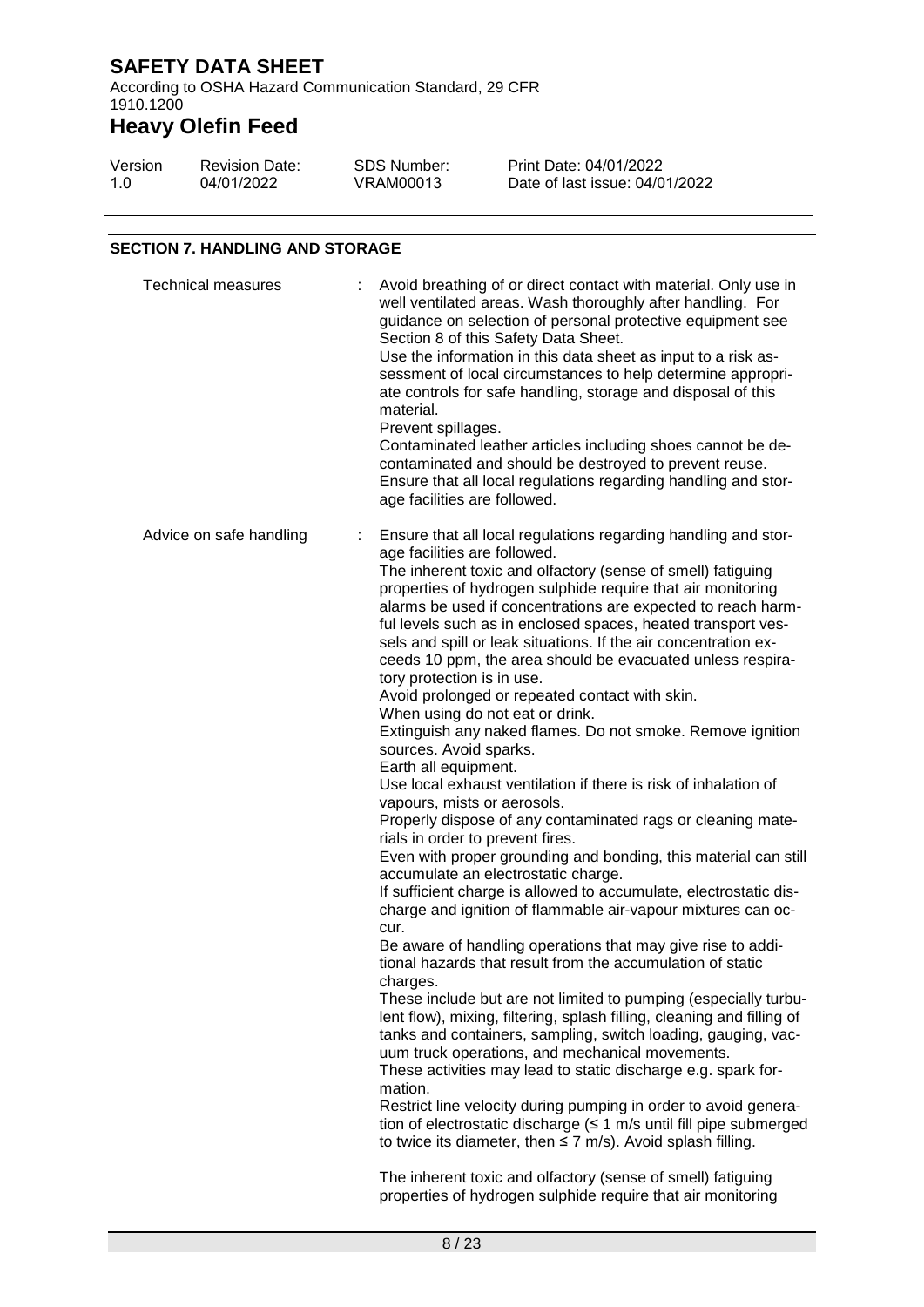## SECTION 7. HANDLING AND STORAGE

**Technical measures** : Avoid breathing of or direct contact with material. Only use in well ventilated areas. Wash thoroughly after handling. For guidance on selection of personal protective equipment see Section 8 of this Safety Data Sheet.
Use the information in this data sheet as input to a risk assessment of local circumstances to help determine appropriate controls for safe handling, storage and disposal of this material.
Prevent spillages.
Contaminated leather articles including shoes cannot be decontaminated and should be destroyed to prevent reuse.
Ensure that all local regulations regarding handling and storage facilities are followed.

**Advice on safe handling** : Ensure that all local regulations regarding handling and storage facilities are followed.
The inherent toxic and olfactory (sense of smell) fatiguing properties of hydrogen sulphide require that air monitoring alarms be used if concentrations are expected to reach harmful levels such as in enclosed spaces, heated transport vessels and spill or leak situations. If the air concentration exceeds 10 ppm, the area should be evacuated unless respiratory protection is in use.
Avoid prolonged or repeated contact with skin.
When using do not eat or drink.
Extinguish any naked flames. Do not smoke. Remove ignition sources. Avoid sparks.
Earth all equipment.
Use local exhaust ventilation if there is risk of inhalation of vapours, mists or aerosols.
Properly dispose of any contaminated rags or cleaning materials in order to prevent fires.
Even with proper grounding and bonding, this material can still accumulate an electrostatic charge.
If sufficient charge is allowed to accumulate, electrostatic discharge and ignition of flammable air-vapour mixtures can occur.
Be aware of handling operations that may give rise to additional hazards that result from the accumulation of static charges.
These include but are not limited to pumping (especially turbulent flow), mixing, filtering, splash filling, cleaning and filling of tanks and containers, sampling, switch loading, gauging, vacuum truck operations, and mechanical movements.
These activities may lead to static discharge e.g. spark formation.
Restrict line velocity during pumping in order to avoid generation of electrostatic discharge (≤ 1 m/s until fill pipe submerged to twice its diameter, then ≤ 7 m/s). Avoid splash filling.

The inherent toxic and olfactory (sense of smell) fatiguing properties of hydrogen sulphide require that air monitoring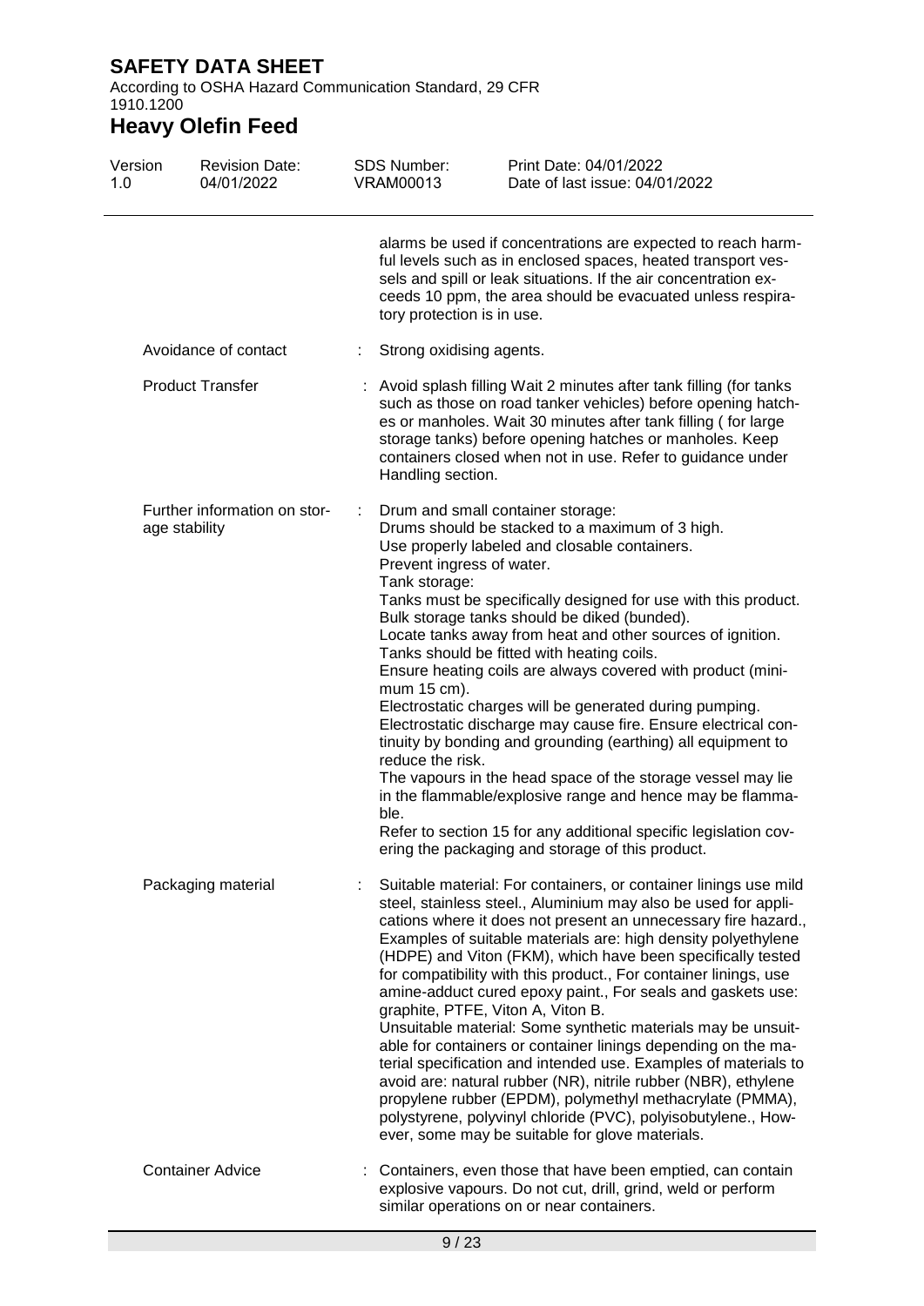| | | |
|---|---|---|
| | | alarms be used if concentrations are expected to reach harmful levels such as in enclosed spaces, heated transport vessels and spill or leak situations. If the air concentration exceeds 10 ppm, the area should be evacuated unless respiratory protection is in use. |
| Avoidance of contact | : | Strong oxidising agents. |
| Product Transfer | : | Avoid splash filling Wait 2 minutes after tank filling (for tanks such as those on road tanker vehicles) before opening hatches or manholes. Wait 30 minutes after tank filling ( for large storage tanks) before opening hatches or manholes. Keep containers closed when not in use. Refer to guidance under Handling section. |
| Further information on storage stability | : | Drum and small container storage:<br>Drums should be stacked to a maximum of 3 high.<br>Use properly labeled and closable containers.<br>Prevent ingress of water.<br>Tank storage:<br>Tanks must be specifically designed for use with this product.<br>Bulk storage tanks should be diked (bunded).<br>Locate tanks away from heat and other sources of ignition.<br>Tanks should be fitted with heating coils.<br>Ensure heating coils are always covered with product (minimum 15 cm).<br>Electrostatic charges will be generated during pumping.<br>Electrostatic discharge may cause fire. Ensure electrical continuity by bonding and grounding (earthing) all equipment to reduce the risk.<br>The vapours in the head space of the storage vessel may lie in the flammable/explosive range and hence may be flammable.<br>Refer to section 15 for any additional specific legislation covering the packaging and storage of this product. |
| Packaging material | : | Suitable material: For containers, or container linings use mild steel, stainless steel., Aluminium may also be used for applications where it does not present an unnecessary fire hazard., Examples of suitable materials are: high density polyethylene (HDPE) and Viton (FKM), which have been specifically tested for compatibility with this product., For container linings, use amine-adduct cured epoxy paint., For seals and gaskets use: graphite, PTFE, Viton A, Viton B.<br>Unsuitable material: Some synthetic materials may be unsuitable for containers or container linings depending on the material specification and intended use. Examples of materials to avoid are: natural rubber (NR), nitrile rubber (NBR), ethylene propylene rubber (EPDM), polymethyl methacrylate (PMMA), polystyrene, polyvinyl chloride (PVC), polyisobutylene., However, some may be suitable for glove materials. |
| Container Advice | : | Containers, even those that have been emptied, can contain explosive vapours. Do not cut, drill, grind, weld or perform similar operations on or near containers. |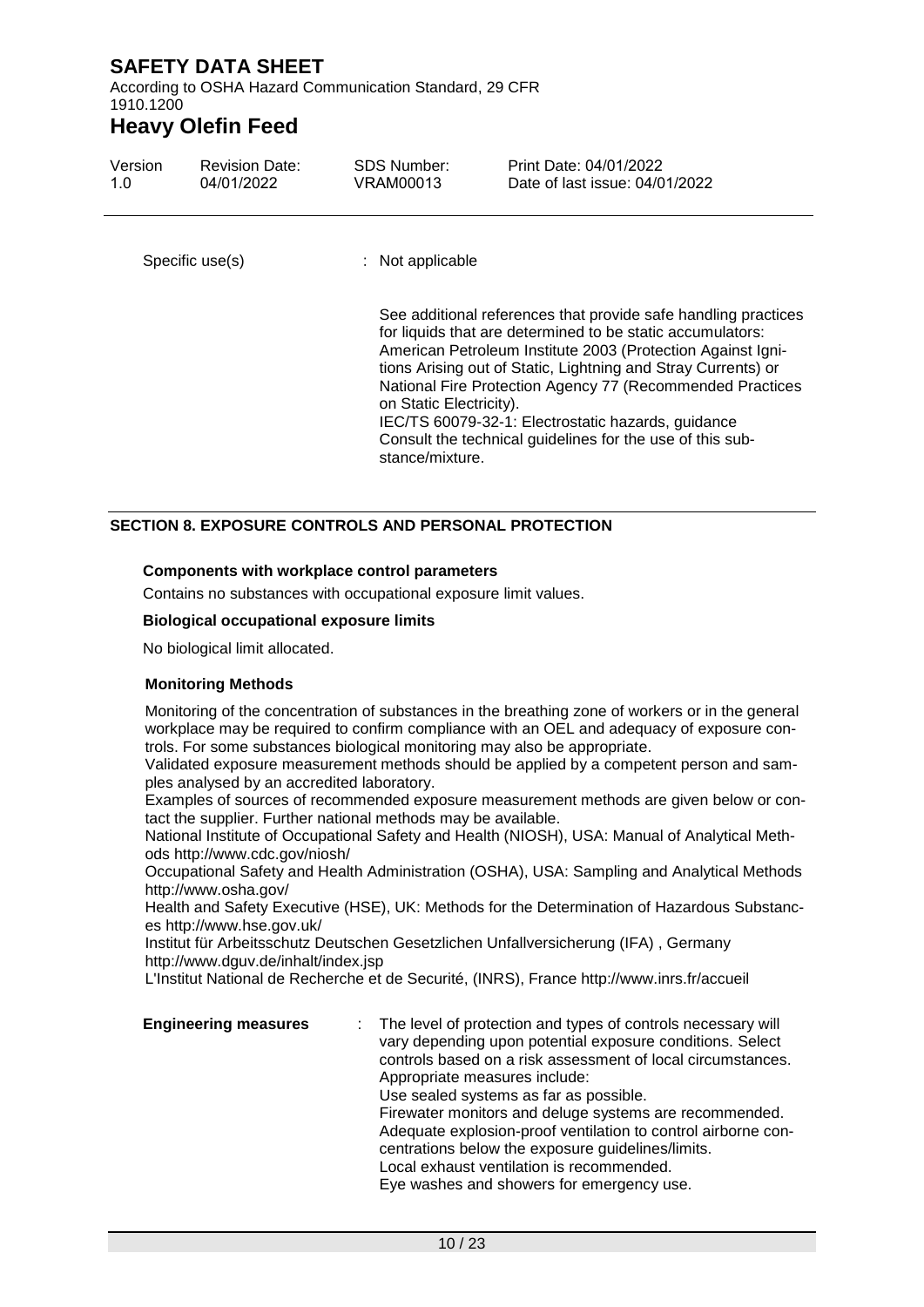Specific use(s) : Not applicable

See additional references that provide safe handling practices for liquids that are determined to be static accumulators: American Petroleum Institute 2003 (Protection Against Ignitions Arising out of Static, Lightning and Stray Currents) or National Fire Protection Agency 77 (Recommended Practices on Static Electricity).
IEC/TS 60079-32-1: Electrostatic hazards, guidance
Consult the technical guidelines for the use of this substance/mixture.

## SECTION 8. EXPOSURE CONTROLS AND PERSONAL PROTECTION

**Components with workplace control parameters**

Contains no substances with occupational exposure limit values.

**Biological occupational exposure limits**

No biological limit allocated.

**Monitoring Methods**

Monitoring of the concentration of substances in the breathing zone of workers or in the general workplace may be required to confirm compliance with an OEL and adequacy of exposure controls. For some substances biological monitoring may also be appropriate.
Validated exposure measurement methods should be applied by a competent person and samples analysed by an accredited laboratory.
Examples of sources of recommended exposure measurement methods are given below or contact the supplier. Further national methods may be available.
National Institute of Occupational Safety and Health (NIOSH), USA: Manual of Analytical Methods http://www.cdc.gov/niosh/
Occupational Safety and Health Administration (OSHA), USA: Sampling and Analytical Methods http://www.osha.gov/
Health and Safety Executive (HSE), UK: Methods for the Determination of Hazardous Substances http://www.hse.gov.uk/
Institut für Arbeitsschutz Deutschen Gesetzlichen Unfallversicherung (IFA) , Germany http://www.dguv.de/inhalt/index.jsp
L'Institut National de Recherche et de Securité, (INRS), France http://www.inrs.fr/accueil

**Engineering measures** : The level of protection and types of controls necessary will vary depending upon potential exposure conditions. Select controls based on a risk assessment of local circumstances.
Appropriate measures include:
Use sealed systems as far as possible.
Firewater monitors and deluge systems are recommended.
Adequate explosion-proof ventilation to control airborne concentrations below the exposure guidelines/limits.
Local exhaust ventilation is recommended.
Eye washes and showers for emergency use.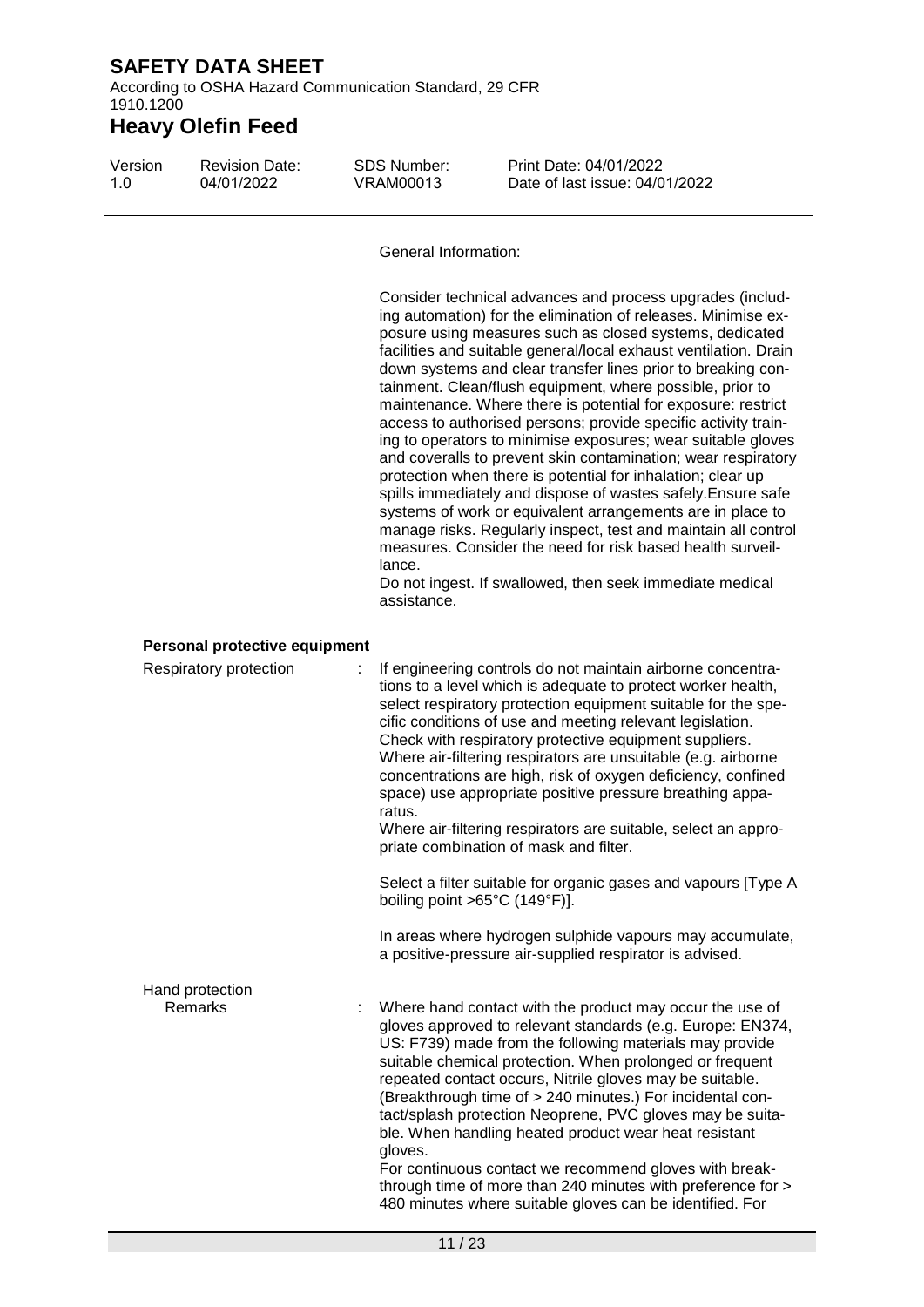General Information:

Consider technical advances and process upgrades (including automation) for the elimination of releases. Minimise exposure using measures such as closed systems, dedicated facilities and suitable general/local exhaust ventilation. Drain down systems and clear transfer lines prior to breaking containment. Clean/flush equipment, where possible, prior to maintenance. Where there is potential for exposure: restrict access to authorised persons; provide specific activity training to operators to minimise exposures; wear suitable gloves and coveralls to prevent skin contamination; wear respiratory protection when there is potential for inhalation; clear up spills immediately and dispose of wastes safely.Ensure safe systems of work or equivalent arrangements are in place to manage risks. Regularly inspect, test and maintain all control measures. Consider the need for risk based health surveillance.
Do not ingest. If swallowed, then seek immediate medical assistance.

**Personal protective equipment**

Respiratory protection : If engineering controls do not maintain airborne concentrations to a level which is adequate to protect worker health, select respiratory protection equipment suitable for the specific conditions of use and meeting relevant legislation. Check with respiratory protective equipment suppliers. Where air-filtering respirators are unsuitable (e.g. airborne concentrations are high, risk of oxygen deficiency, confined space) use appropriate positive pressure breathing apparatus.
Where air-filtering respirators are suitable, select an appropriate combination of mask and filter.

Select a filter suitable for organic gases and vapours [Type A boiling point >65°C (149°F)].

In areas where hydrogen sulphide vapours may accumulate, a positive-pressure air-supplied respirator is advised.

Hand protection
Remarks : Where hand contact with the product may occur the use of gloves approved to relevant standards (e.g. Europe: EN374, US: F739) made from the following materials may provide suitable chemical protection. When prolonged or frequent repeated contact occurs, Nitrile gloves may be suitable. (Breakthrough time of > 240 minutes.) For incidental contact/splash protection Neoprene, PVC gloves may be suitable. When handling heated product wear heat resistant gloves.
For continuous contact we recommend gloves with breakthrough time of more than 240 minutes with preference for > 480 minutes where suitable gloves can be identified. For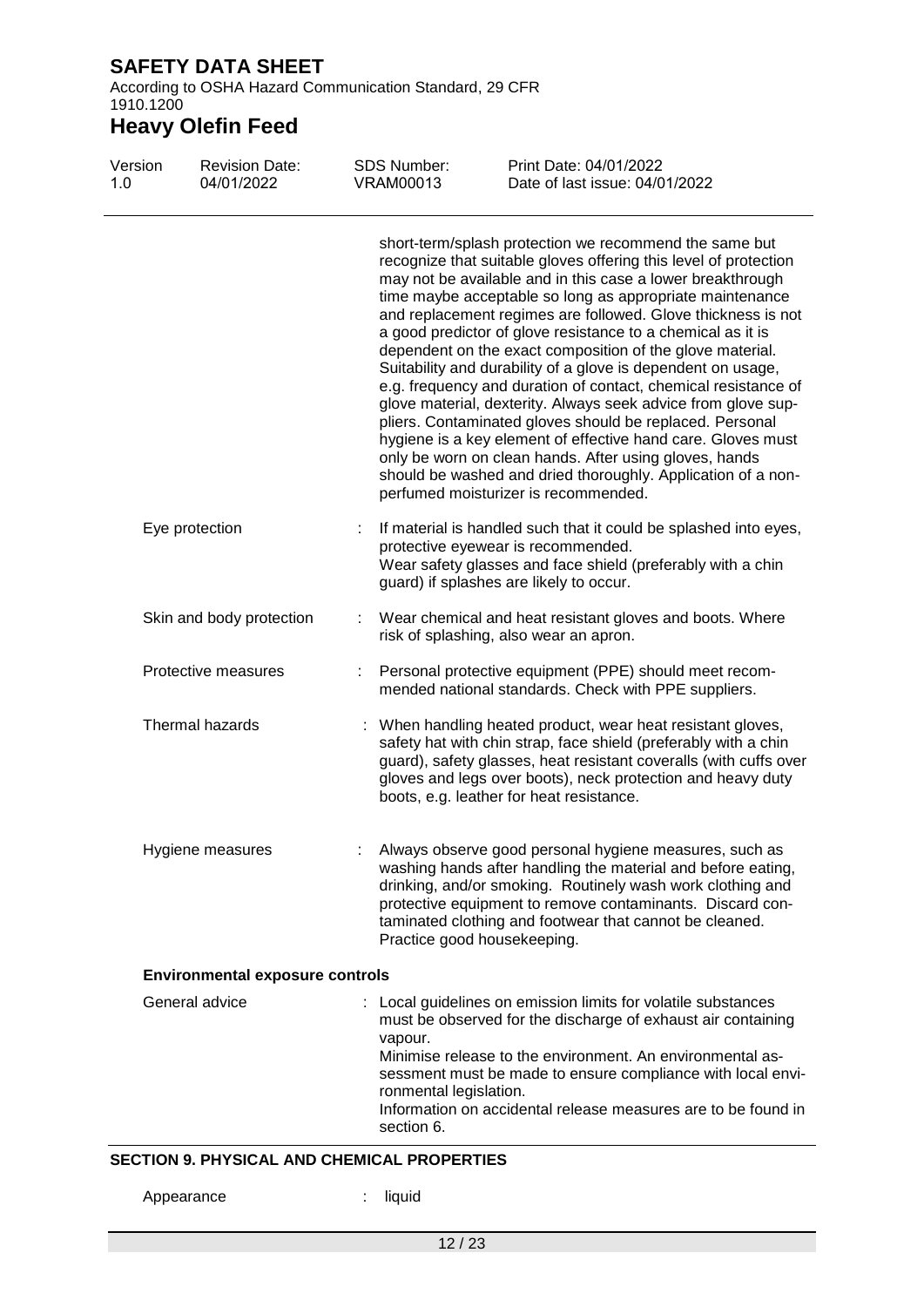short-term/splash protection we recommend the same but recognize that suitable gloves offering this level of protection may not be available and in this case a lower breakthrough time maybe acceptable so long as appropriate maintenance and replacement regimes are followed. Glove thickness is not a good predictor of glove resistance to a chemical as it is dependent on the exact composition of the glove material. Suitability and durability of a glove is dependent on usage, e.g. frequency and duration of contact, chemical resistance of glove material, dexterity. Always seek advice from glove suppliers. Contaminated gloves should be replaced. Personal hygiene is a key element of effective hand care. Gloves must only be worn on clean hands. After using gloves, hands should be washed and dried thoroughly. Application of a non-perfumed moisturizer is recommended.

Eye protection : If material is handled such that it could be splashed into eyes, protective eyewear is recommended. Wear safety glasses and face shield (preferably with a chin guard) if splashes are likely to occur.

Skin and body protection : Wear chemical and heat resistant gloves and boots. Where risk of splashing, also wear an apron.

Protective measures : Personal protective equipment (PPE) should meet recommended national standards. Check with PPE suppliers.

Thermal hazards : When handling heated product, wear heat resistant gloves, safety hat with chin strap, face shield (preferably with a chin guard), safety glasses, heat resistant coveralls (with cuffs over gloves and legs over boots), neck protection and heavy duty boots, e.g. leather for heat resistance.

Hygiene measures : Always observe good personal hygiene measures, such as washing hands after handling the material and before eating, drinking, and/or smoking. Routinely wash work clothing and protective equipment to remove contaminants. Discard contaminated clothing and footwear that cannot be cleaned. Practice good housekeeping.

**Environmental exposure controls**

General advice : Local guidelines on emission limits for volatile substances must be observed for the discharge of exhaust air containing vapour.
Minimise release to the environment. An environmental assessment must be made to ensure compliance with local environmental legislation.
Information on accidental release measures are to be found in section 6.

## SECTION 9. PHYSICAL AND CHEMICAL PROPERTIES

Appearance : liquid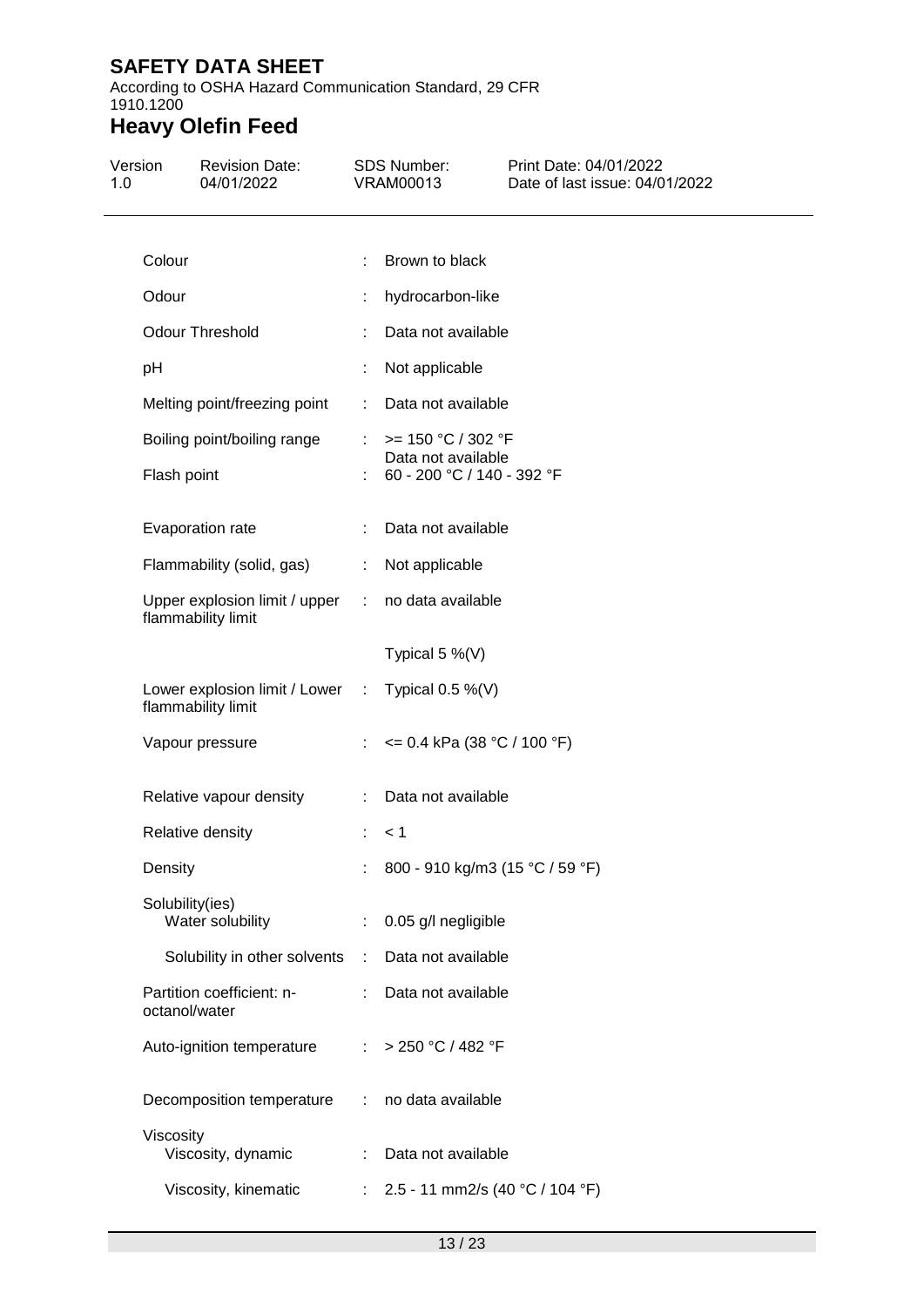| Property | | Value |
|---|---|---|
| Colour | : | Brown to black |
| Odour | : | hydrocarbon-like |
| Odour Threshold | : | Data not available |
| pH | : | Not applicable |
| Melting point/freezing point | : | Data not available |
| Boiling point/boiling range | : | >= 150 °C / 302 °F<br>Data not available |
| Flash point | : | 60 - 200 °C / 140 - 392 °F |
| Evaporation rate | : | Data not available |
| Flammability (solid, gas) | : | Not applicable |
| Upper explosion limit / upper flammability limit | : | no data available<br><br>Typical 5 %(V) |
| Lower explosion limit / Lower flammability limit | : | Typical 0.5 %(V) |
| Vapour pressure | : | <= 0.4 kPa (38 °C / 100 °F) |
| Relative vapour density | : | Data not available |
| Relative density | : | < 1 |
| Density | : | 800 - 910 kg/m3 (15 °C / 59 °F) |
| Solubility(ies)<br>Water solubility | : | 0.05 g/l negligible |
| Solubility in other solvents | : | Data not available |
| Partition coefficient: n-octanol/water | : | Data not available |
| Auto-ignition temperature | : | > 250 °C / 482 °F |
| Decomposition temperature | : | no data available |
| Viscosity<br>Viscosity, dynamic | : | Data not available |
| Viscosity, kinematic | : | 2.5 - 11 mm2/s (40 °C / 104 °F) |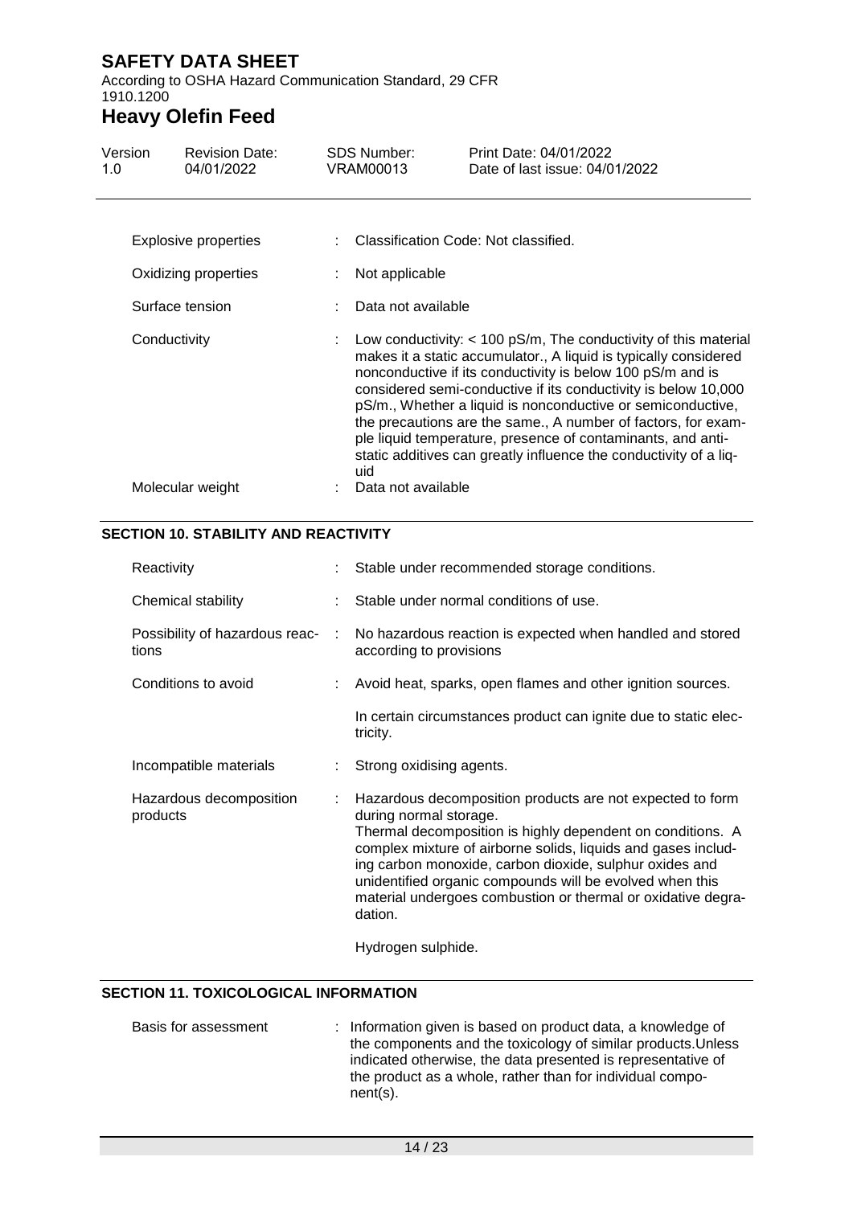| | | |
|---|---|---|
| Explosive properties | : | Classification Code: Not classified. |
| Oxidizing properties | : | Not applicable |
| Surface tension | : | Data not available |
| Conductivity | : | Low conductivity: < 100 pS/m, The conductivity of this material makes it a static accumulator., A liquid is typically considered nonconductive if its conductivity is below 100 pS/m and is considered semi-conductive if its conductivity is below 10,000 pS/m., Whether a liquid is nonconductive or semiconductive, the precautions are the same., A number of factors, for example liquid temperature, presence of contaminants, and anti-static additives can greatly influence the conductivity of a liquid |
| Molecular weight | : | Data not available |

## SECTION 10. STABILITY AND REACTIVITY

| | | |
|---|---|---|
| Reactivity | : | Stable under recommended storage conditions. |
| Chemical stability | : | Stable under normal conditions of use. |
| Possibility of hazardous reactions | : | No hazardous reaction is expected when handled and stored according to provisions |
| Conditions to avoid | : | Avoid heat, sparks, open flames and other ignition sources.<br><br>In certain circumstances product can ignite due to static electricity. |
| Incompatible materials | : | Strong oxidising agents. |
| Hazardous decomposition products | : | Hazardous decomposition products are not expected to form during normal storage.<br>Thermal decomposition is highly dependent on conditions. A complex mixture of airborne solids, liquids and gases including carbon monoxide, carbon dioxide, sulphur oxides and unidentified organic compounds will be evolved when this material undergoes combustion or thermal or oxidative degradation.<br><br>Hydrogen sulphide. |

## SECTION 11. TOXICOLOGICAL INFORMATION

| | | |
|---|---|---|
| Basis for assessment | : | Information given is based on product data, a knowledge of the components and the toxicology of similar products.Unless indicated otherwise, the data presented is representative of the product as a whole, rather than for individual component(s). |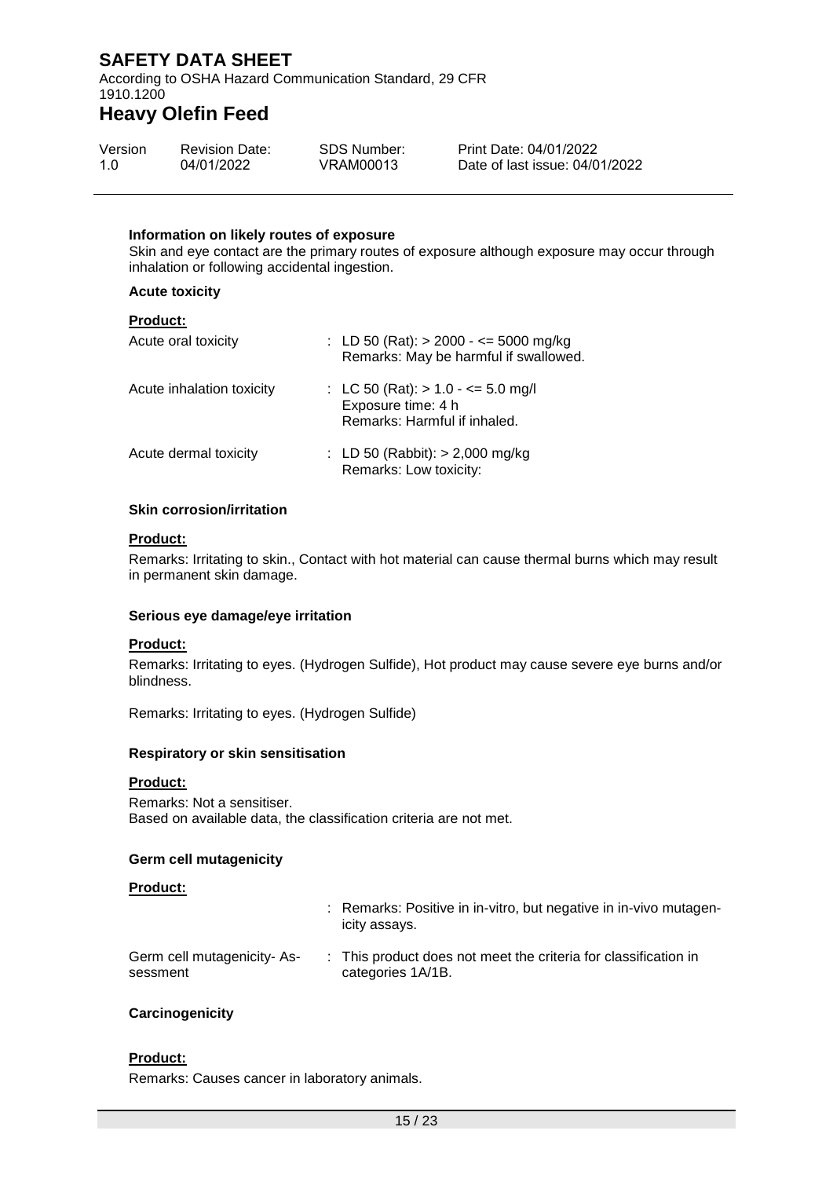**Information on likely routes of exposure**

Skin and eye contact are the primary routes of exposure although exposure may occur through inhalation or following accidental ingestion.

**Acute toxicity**

**Product:**

| | |
|---|---|
| Acute oral toxicity | : LD 50 (Rat): > 2000 - <= 5000 mg/kg<br>Remarks: May be harmful if swallowed. |
| Acute inhalation toxicity | : LC 50 (Rat): > 1.0 - <= 5.0 mg/l<br>Exposure time: 4 h<br>Remarks: Harmful if inhaled. |
| Acute dermal toxicity | : LD 50 (Rabbit): > 2,000 mg/kg<br>Remarks: Low toxicity: |

**Skin corrosion/irritation**

**Product:**

Remarks: Irritating to skin., Contact with hot material can cause thermal burns which may result in permanent skin damage.

**Serious eye damage/eye irritation**

**Product:**

Remarks: Irritating to eyes. (Hydrogen Sulfide), Hot product may cause severe eye burns and/or blindness.

Remarks: Irritating to eyes. (Hydrogen Sulfide)

**Respiratory or skin sensitisation**

**Product:**

Remarks: Not a sensitiser.
Based on available data, the classification criteria are not met.

**Germ cell mutagenicity**

**Product:**

| | |
|---|---|
| | : Remarks: Positive in in-vitro, but negative in in-vivo mutagenicity assays. |
| Germ cell mutagenicity- Assessment | : This product does not meet the criteria for classification in categories 1A/1B. |

**Carcinogenicity**

**Product:**

Remarks: Causes cancer in laboratory animals.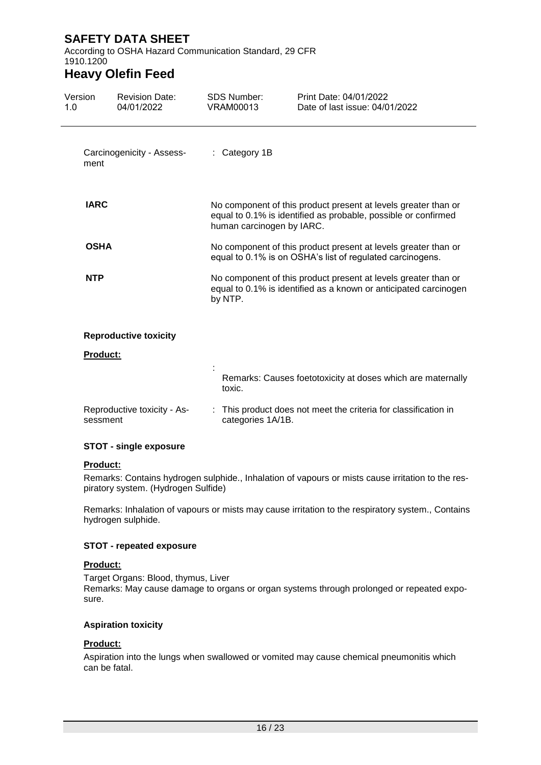Carcinogenicity - Assessment : Category 1B

| | |
|---|---|
| **IARC** | No component of this product present at levels greater than or equal to 0.1% is identified as probable, possible or confirmed human carcinogen by IARC. |
| **OSHA** | No component of this product present at levels greater than or equal to 0.1% is on OSHA's list of regulated carcinogens. |
| **NTP** | No component of this product present at levels greater than or equal to 0.1% is identified as a known or anticipated carcinogen by NTP. |

**Reproductive toxicity**

**Product:**

: Remarks: Causes foetotoxicity at doses which are maternally toxic.

Reproductive toxicity - Assessment : This product does not meet the criteria for classification in categories 1A/1B.

**STOT - single exposure**

**Product:**

Remarks: Contains hydrogen sulphide., Inhalation of vapours or mists cause irritation to the respiratory system. (Hydrogen Sulfide)

Remarks: Inhalation of vapours or mists may cause irritation to the respiratory system., Contains hydrogen sulphide.

**STOT - repeated exposure**

**Product:**

Target Organs: Blood, thymus, Liver
Remarks: May cause damage to organs or organ systems through prolonged or repeated exposure.

**Aspiration toxicity**

**Product:**

Aspiration into the lungs when swallowed or vomited may cause chemical pneumonitis which can be fatal.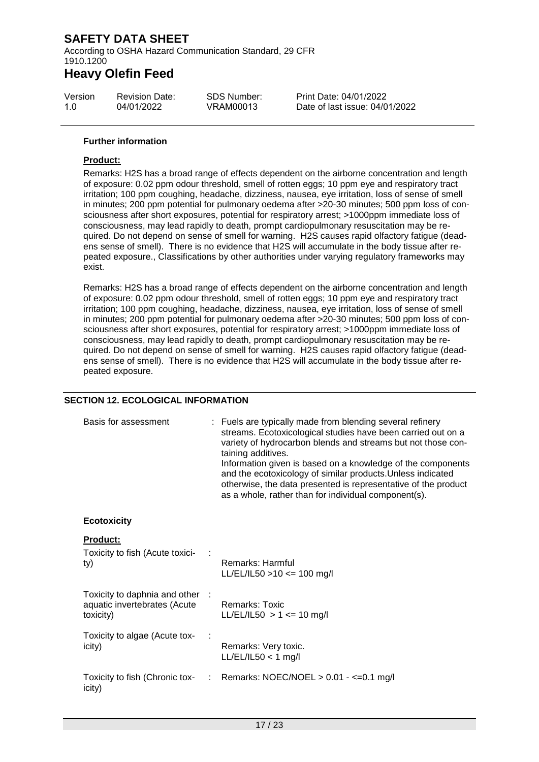**Further information**

**Product:**

Remarks: H2S has a broad range of effects dependent on the airborne concentration and length of exposure: 0.02 ppm odour threshold, smell of rotten eggs; 10 ppm eye and respiratory tract irritation; 100 ppm coughing, headache, dizziness, nausea, eye irritation, loss of sense of smell in minutes; 200 ppm potential for pulmonary oedema after >20-30 minutes; 500 ppm loss of consciousness after short exposures, potential for respiratory arrest; >1000ppm immediate loss of consciousness, may lead rapidly to death, prompt cardiopulmonary resuscitation may be required. Do not depend on sense of smell for warning. H2S causes rapid olfactory fatigue (deadens sense of smell). There is no evidence that H2S will accumulate in the body tissue after repeated exposure., Classifications by other authorities under varying regulatory frameworks may exist.

Remarks: H2S has a broad range of effects dependent on the airborne concentration and length of exposure: 0.02 ppm odour threshold, smell of rotten eggs; 10 ppm eye and respiratory tract irritation; 100 ppm coughing, headache, dizziness, nausea, eye irritation, loss of sense of smell in minutes; 200 ppm potential for pulmonary oedema after >20-30 minutes; 500 ppm loss of consciousness after short exposures, potential for respiratory arrest; >1000ppm immediate loss of consciousness, may lead rapidly to death, prompt cardiopulmonary resuscitation may be required. Do not depend on sense of smell for warning. H2S causes rapid olfactory fatigue (deadens sense of smell). There is no evidence that H2S will accumulate in the body tissue after repeated exposure.

## SECTION 12. ECOLOGICAL INFORMATION

Basis for assessment : Fuels are typically made from blending several refinery streams. Ecotoxicological studies have been carried out on a variety of hydrocarbon blends and streams but not those containing additives.
Information given is based on a knowledge of the components and the ecotoxicology of similar products.Unless indicated otherwise, the data presented is representative of the product as a whole, rather than for individual component(s).

**Ecotoxicity**

**Product:**

Toxicity to fish (Acute toxicity) :
Remarks: Harmful
LL/EL/IL50 >10 <= 100 mg/l

Toxicity to daphnia and other aquatic invertebrates (Acute toxicity) :
Remarks: Toxic
LL/EL/IL50 > 1 <= 10 mg/l

Toxicity to algae (Acute toxicity) :
Remarks: Very toxic.
LL/EL/IL50 < 1 mg/l

Toxicity to fish (Chronic toxicity) : Remarks: NOEC/NOEL > 0.01 - <=0.1 mg/l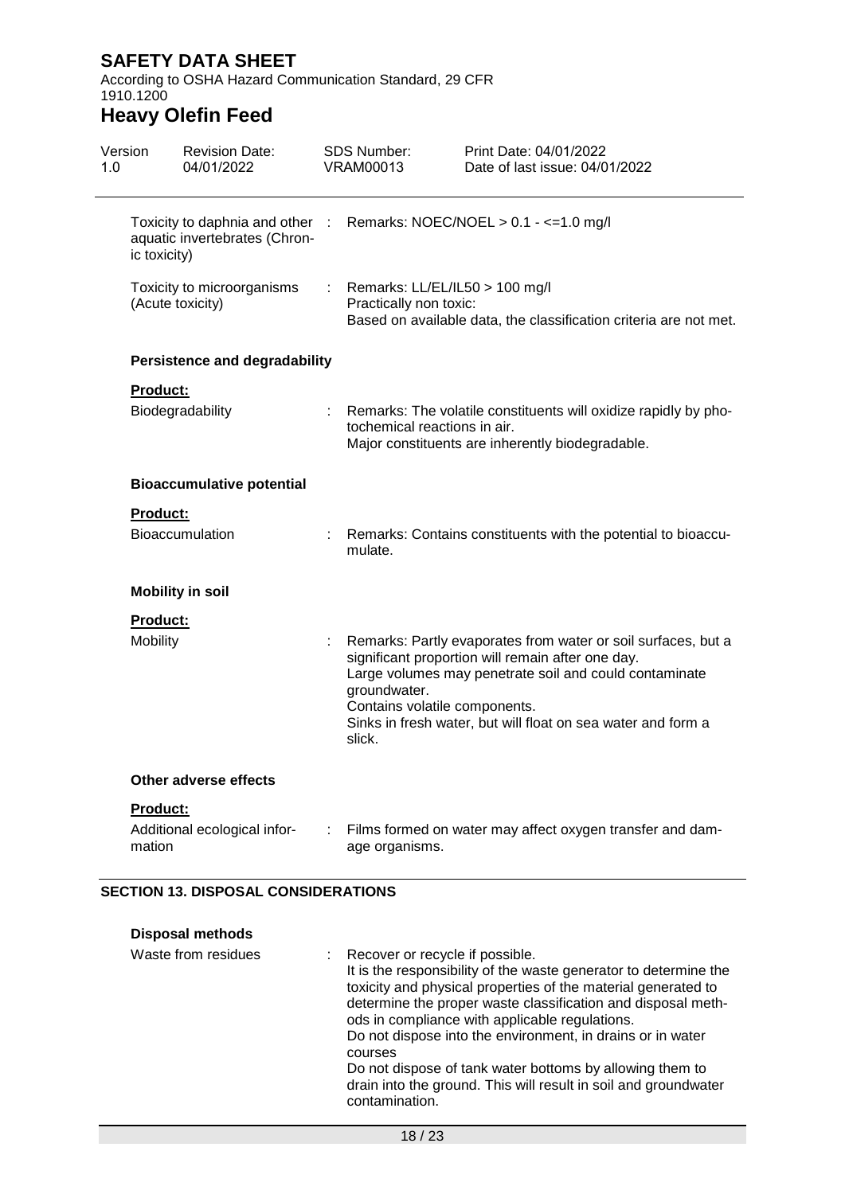Toxicity to daphnia and other aquatic invertebrates (Chronic toxicity) : Remarks: NOEC/NOEL > 0.1 - <=1.0 mg/l

Toxicity to microorganisms (Acute toxicity) : Remarks: LL/EL/IL50 > 100 mg/l
Practically non toxic:
Based on available data, the classification criteria are not met.

**Persistence and degradability**

**Product:**

Biodegradability : Remarks: The volatile constituents will oxidize rapidly by photochemical reactions in air.
Major constituents are inherently biodegradable.

**Bioaccumulative potential**

**Product:**

Bioaccumulation : Remarks: Contains constituents with the potential to bioaccumulate.

**Mobility in soil**

**Product:**

Mobility : Remarks: Partly evaporates from water or soil surfaces, but a significant proportion will remain after one day.
Large volumes may penetrate soil and could contaminate groundwater.
Contains volatile components.
Sinks in fresh water, but will float on sea water and form a slick.

**Other adverse effects**

**Product:**

Additional ecological information : Films formed on water may affect oxygen transfer and damage organisms.

## SECTION 13. DISPOSAL CONSIDERATIONS

**Disposal methods**

Waste from residues : Recover or recycle if possible.
It is the responsibility of the waste generator to determine the toxicity and physical properties of the material generated to determine the proper waste classification and disposal methods in compliance with applicable regulations.
Do not dispose into the environment, in drains or in water courses
Do not dispose of tank water bottoms by allowing them to drain into the ground. This will result in soil and groundwater contamination.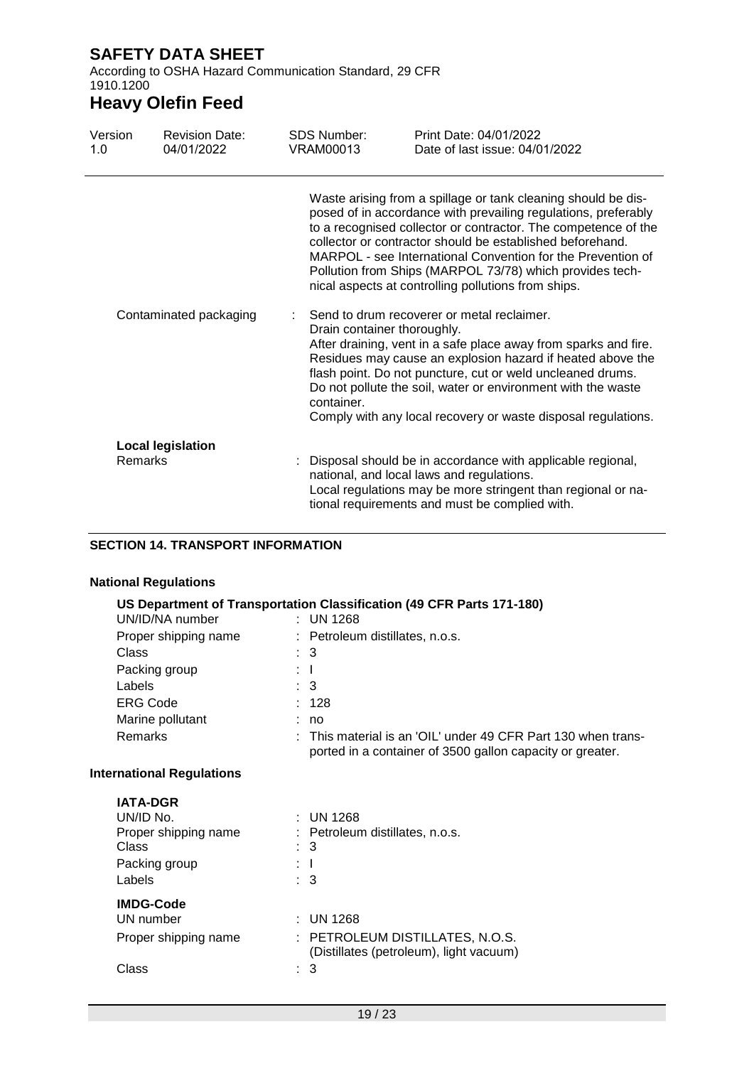Waste arising from a spillage or tank cleaning should be disposed of in accordance with prevailing regulations, preferably to a recognised collector or contractor. The competence of the collector or contractor should be established beforehand. MARPOL - see International Convention for the Prevention of Pollution from Ships (MARPOL 73/78) which provides technical aspects at controlling pollutions from ships.

Contaminated packaging : Send to drum recoverer or metal reclaimer.
Drain container thoroughly.
After draining, vent in a safe place away from sparks and fire. Residues may cause an explosion hazard if heated above the flash point. Do not puncture, cut or weld uncleaned drums. Do not pollute the soil, water or environment with the waste container.
Comply with any local recovery or waste disposal regulations.

**Local legislation**

Remarks : Disposal should be in accordance with applicable regional, national, and local laws and regulations.
Local regulations may be more stringent than regional or national requirements and must be complied with.

## SECTION 14. TRANSPORT INFORMATION

### National Regulations

**US Department of Transportation Classification (49 CFR Parts 171-180)**

| | |
|---|---|
| UN/ID/NA number | : UN 1268 |
| Proper shipping name | : Petroleum distillates, n.o.s. |
| Class | : 3 |
| Packing group | : I |
| Labels | : 3 |
| ERG Code | : 128 |
| Marine pollutant | : no |
| Remarks | : This material is an 'OIL' under 49 CFR Part 130 when transported in a container of 3500 gallon capacity or greater. |

### International Regulations

**IATA-DGR**

| | |
|---|---|
| UN/ID No. | : UN 1268 |
| Proper shipping name | : Petroleum distillates, n.o.s. |
| Class | : 3 |
| Packing group | : I |
| Labels | : 3 |

**IMDG-Code**

| | |
|---|---|
| UN number | : UN 1268 |
| Proper shipping name | : PETROLEUM DISTILLATES, N.O.S. (Distillates (petroleum), light vacuum) |
| Class | : 3 |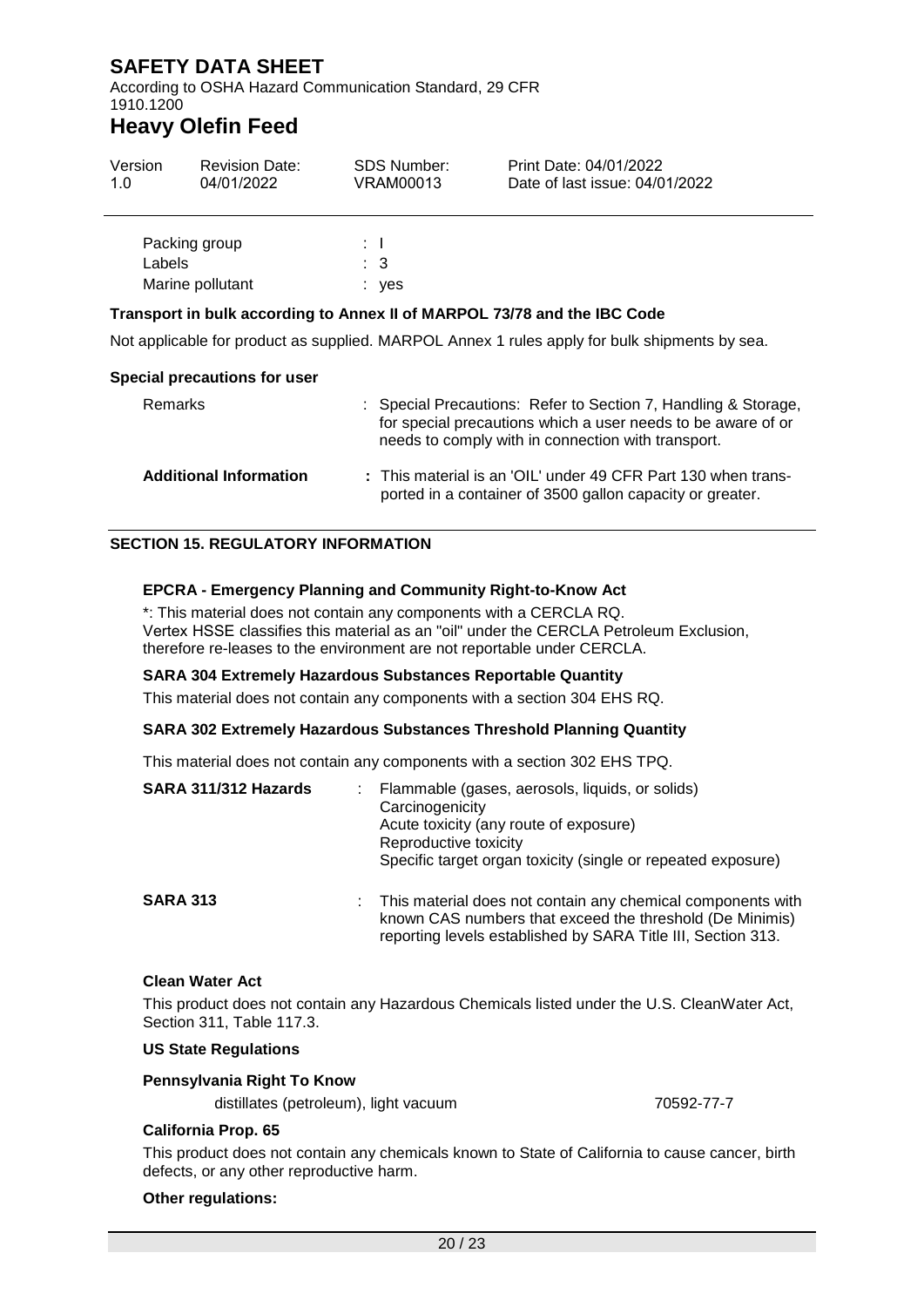| | |
|---|---|
| Packing group | : I |
| Labels | : 3 |
| Marine pollutant | : yes |

**Transport in bulk according to Annex II of MARPOL 73/78 and the IBC Code**

Not applicable for product as supplied. MARPOL Annex 1 rules apply for bulk shipments by sea.

**Special precautions for user**

| | |
|---|---|
| Remarks | : Special Precautions: Refer to Section 7, Handling & Storage, for special precautions which a user needs to be aware of or needs to comply with in connection with transport. |
| **Additional Information** | **:** This material is an 'OIL' under 49 CFR Part 130 when transported in a container of 3500 gallon capacity or greater. |

## SECTION 15. REGULATORY INFORMATION

**EPCRA - Emergency Planning and Community Right-to-Know Act**

*: This material does not contain any components with a CERCLA RQ.
Vertex HSSE classifies this material as an "oil" under the CERCLA Petroleum Exclusion, therefore re-leases to the environment are not reportable under CERCLA.

**SARA 304 Extremely Hazardous Substances Reportable Quantity**

This material does not contain any components with a section 304 EHS RQ.

**SARA 302 Extremely Hazardous Substances Threshold Planning Quantity**

This material does not contain any components with a section 302 EHS TPQ.

| | |
|---|---|
| **SARA 311/312 Hazards** | : Flammable (gases, aerosols, liquids, or solids)<br>Carcinogenicity<br>Acute toxicity (any route of exposure)<br>Reproductive toxicity<br>Specific target organ toxicity (single or repeated exposure) |
| **SARA 313** | : This material does not contain any chemical components with known CAS numbers that exceed the threshold (De Minimis) reporting levels established by SARA Title III, Section 313. |

**Clean Water Act**

This product does not contain any Hazardous Chemicals listed under the U.S. CleanWater Act, Section 311, Table 117.3.

**US State Regulations**

**Pennsylvania Right To Know**

| | |
|---|---|
| distillates (petroleum), light vacuum | 70592-77-7 |

**California Prop. 65**

This product does not contain any chemicals known to State of California to cause cancer, birth defects, or any other reproductive harm.

**Other regulations:**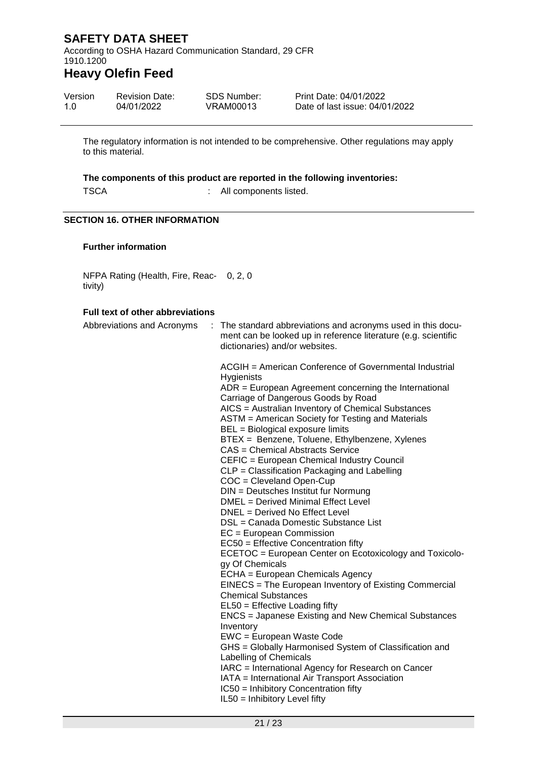The regulatory information is not intended to be comprehensive. Other regulations may apply to this material.

**The components of this product are reported in the following inventories:**

TSCA : All components listed.

## SECTION 16. OTHER INFORMATION

**Further information**

NFPA Rating (Health, Fire, Reactivity) 0, 2, 0

**Full text of other abbreviations**

Abbreviations and Acronyms : The standard abbreviations and acronyms used in this document can be looked up in reference literature (e.g. scientific dictionaries) and/or websites.

ACGIH = American Conference of Governmental Industrial Hygienists
ADR = European Agreement concerning the International Carriage of Dangerous Goods by Road
AICS = Australian Inventory of Chemical Substances
ASTM = American Society for Testing and Materials
BEL = Biological exposure limits
BTEX = Benzene, Toluene, Ethylbenzene, Xylenes
CAS = Chemical Abstracts Service
CEFIC = European Chemical Industry Council
CLP = Classification Packaging and Labelling
COC = Cleveland Open-Cup
DIN = Deutsches Institut fur Normung
DMEL = Derived Minimal Effect Level
DNEL = Derived No Effect Level
DSL = Canada Domestic Substance List
EC = European Commission
EC50 = Effective Concentration fifty
ECETOC = European Center on Ecotoxicology and Toxicology Of Chemicals
ECHA = European Chemicals Agency
EINECS = The European Inventory of Existing Commercial Chemical Substances
EL50 = Effective Loading fifty
ENCS = Japanese Existing and New Chemical Substances Inventory
EWC = European Waste Code
GHS = Globally Harmonised System of Classification and Labelling of Chemicals
IARC = International Agency for Research on Cancer
IATA = International Air Transport Association
IC50 = Inhibitory Concentration fifty
IL50 = Inhibitory Level fifty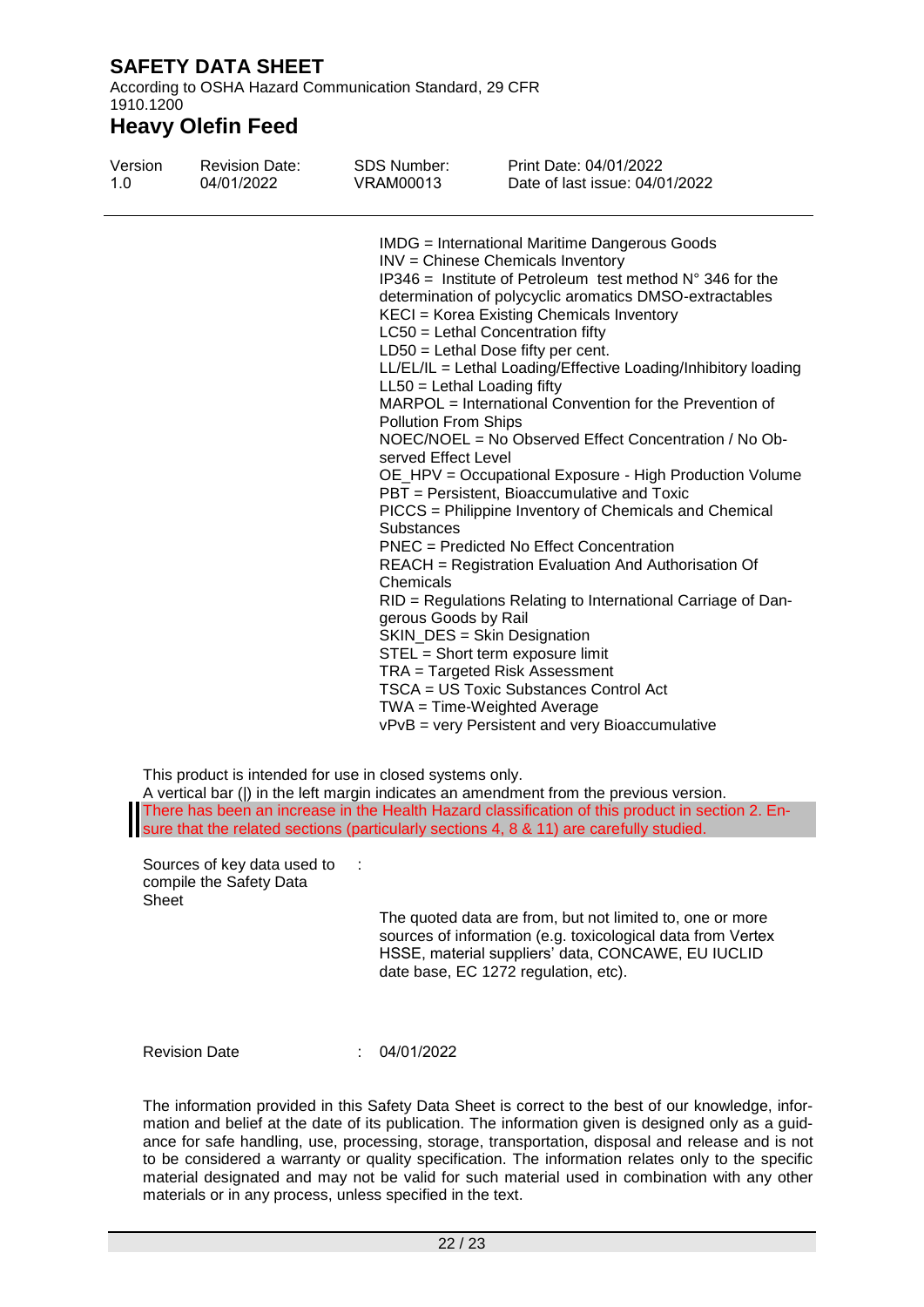IMDG = International Maritime Dangerous Goods
INV = Chinese Chemicals Inventory
IP346 = Institute of Petroleum test method N° 346 for the determination of polycyclic aromatics DMSO-extractables
KECI = Korea Existing Chemicals Inventory
LC50 = Lethal Concentration fifty
LD50 = Lethal Dose fifty per cent.
LL/EL/IL = Lethal Loading/Effective Loading/Inhibitory loading
LL50 = Lethal Loading fifty
MARPOL = International Convention for the Prevention of Pollution From Ships
NOEC/NOEL = No Observed Effect Concentration / No Observed Effect Level
OE_HPV = Occupational Exposure - High Production Volume
PBT = Persistent, Bioaccumulative and Toxic
PICCS = Philippine Inventory of Chemicals and Chemical Substances
PNEC = Predicted No Effect Concentration
REACH = Registration Evaluation And Authorisation Of Chemicals
RID = Regulations Relating to International Carriage of Dangerous Goods by Rail
SKIN_DES = Skin Designation
STEL = Short term exposure limit
TRA = Targeted Risk Assessment
TSCA = US Toxic Substances Control Act
TWA = Time-Weighted Average
vPvB = very Persistent and very Bioaccumulative

This product is intended for use in closed systems only.
A vertical bar (|) in the left margin indicates an amendment from the previous version.
There has been an increase in the Health Hazard classification of this product in section 2. Ensure that the related sections (particularly sections 4, 8 & 11) are carefully studied.

Sources of key data used to compile the Safety Data Sheet :

The quoted data are from, but not limited to, one or more sources of information (e.g. toxicological data from Vertex HSSE, material suppliers' data, CONCAWE, EU IUCLID date base, EC 1272 regulation, etc).

Revision Date : 04/01/2022

The information provided in this Safety Data Sheet is correct to the best of our knowledge, information and belief at the date of its publication. The information given is designed only as a guidance for safe handling, use, processing, storage, transportation, disposal and release and is not to be considered a warranty or quality specification. The information relates only to the specific material designated and may not be valid for such material used in combination with any other materials or in any process, unless specified in the text.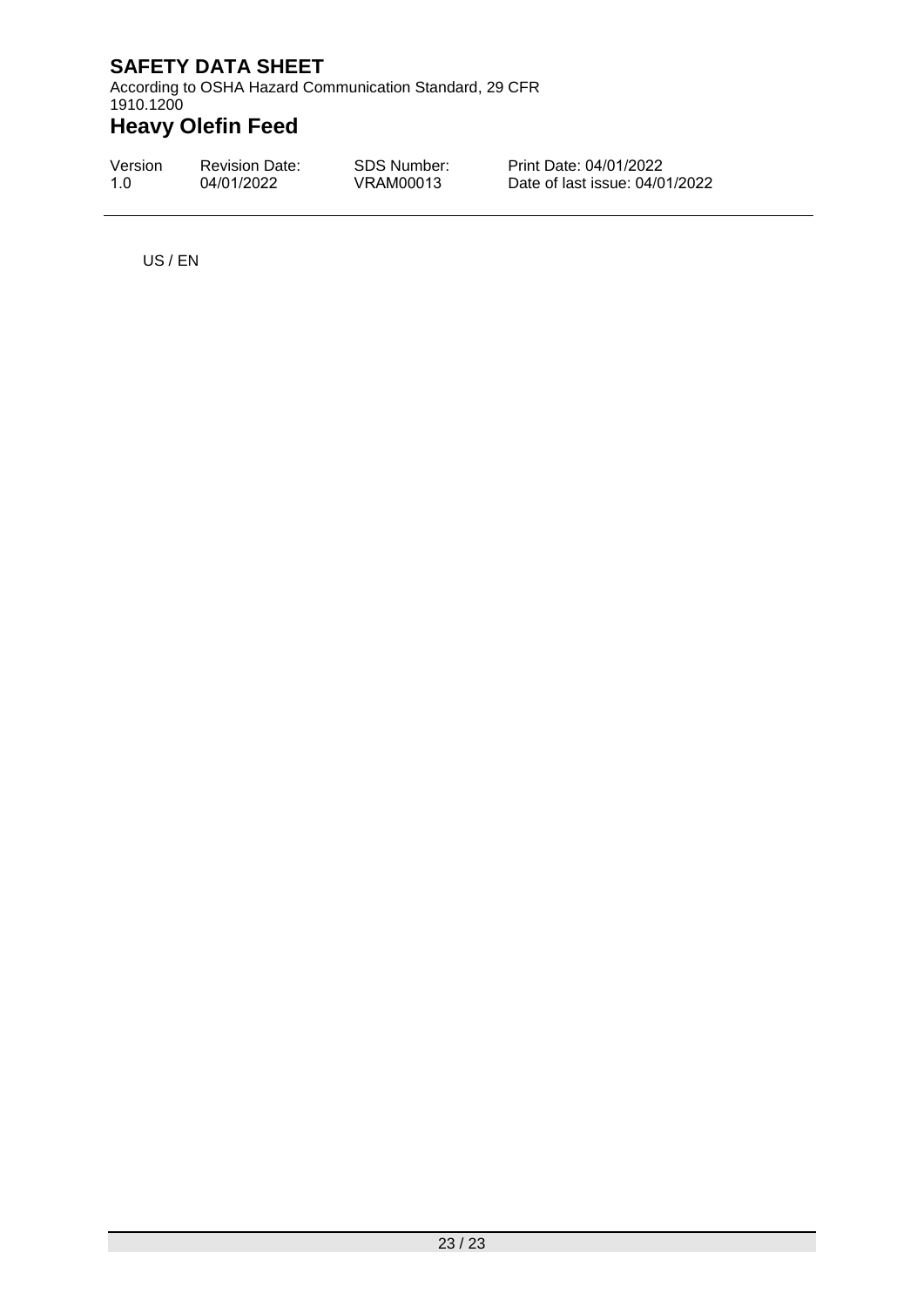US / EN